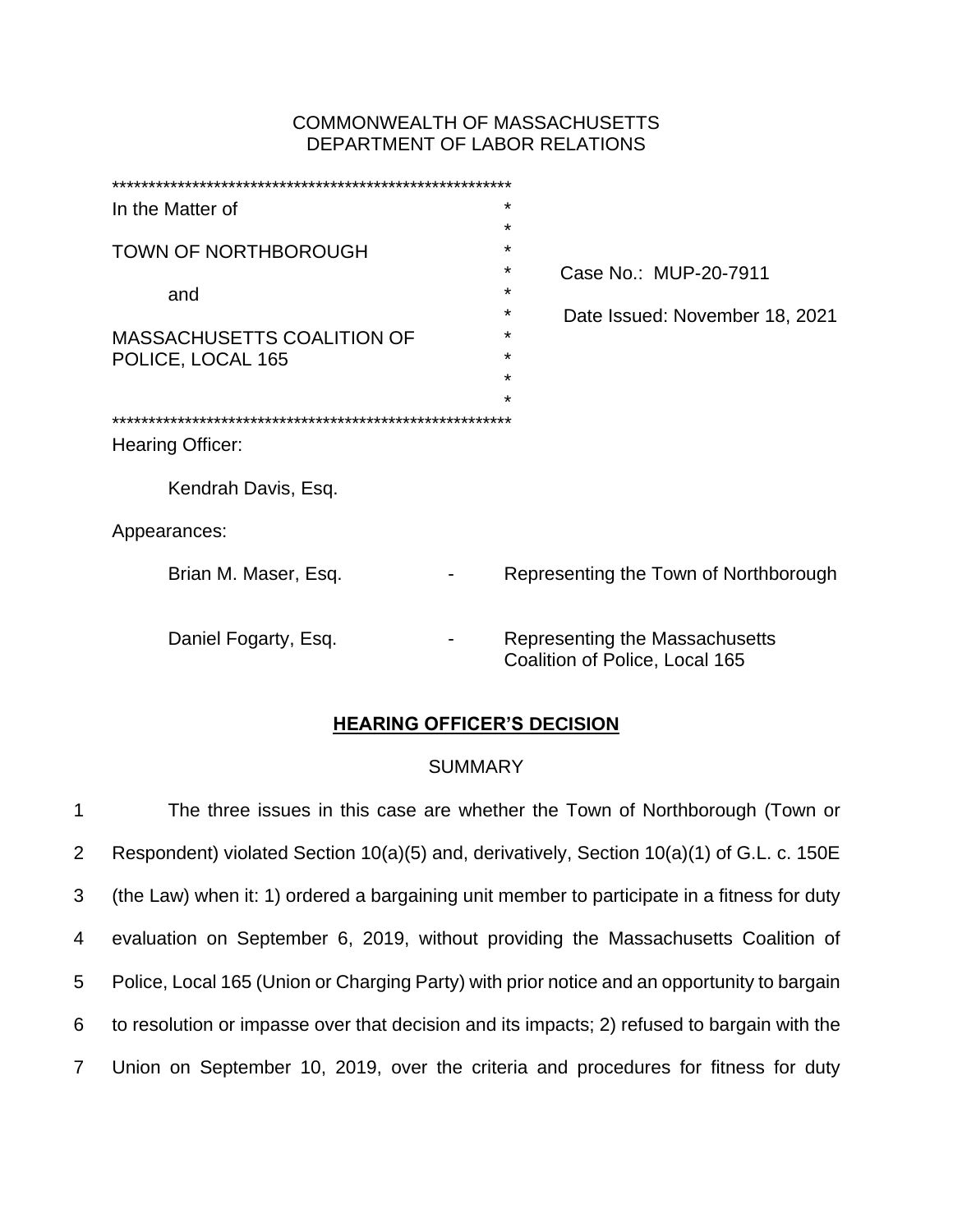COMMONWEALTH OF MASSACHUSETTS
DEPARTMENT OF LABOR RELATIONS

In the Matter of

TOWN OF NORTHBOROUGH

and

MASSACHUSETTS COALITION OF POLICE, LOCAL 165

Case No.: MUP-20-7911

Date Issued: November 18, 2021

Hearing Officer:

Kendrah Davis, Esq.

Appearances:

| | | |
|---|---|---|
| Brian M. Maser, Esq. | - | Representing the Town of Northborough |
| Daniel Fogarty, Esq. | - | Representing the Massachusetts Coalition of Police, Local 165 |

## HEARING OFFICER'S DECISION

### SUMMARY

The three issues in this case are whether the Town of Northborough (Town or Respondent) violated Section 10(a)(5) and, derivatively, Section 10(a)(1) of G.L. c. 150E (the Law) when it: 1) ordered a bargaining unit member to participate in a fitness for duty evaluation on September 6, 2019, without providing the Massachusetts Coalition of Police, Local 165 (Union or Charging Party) with prior notice and an opportunity to bargain to resolution or impasse over that decision and its impacts; 2) refused to bargain with the Union on September 10, 2019, over the criteria and procedures for fitness for duty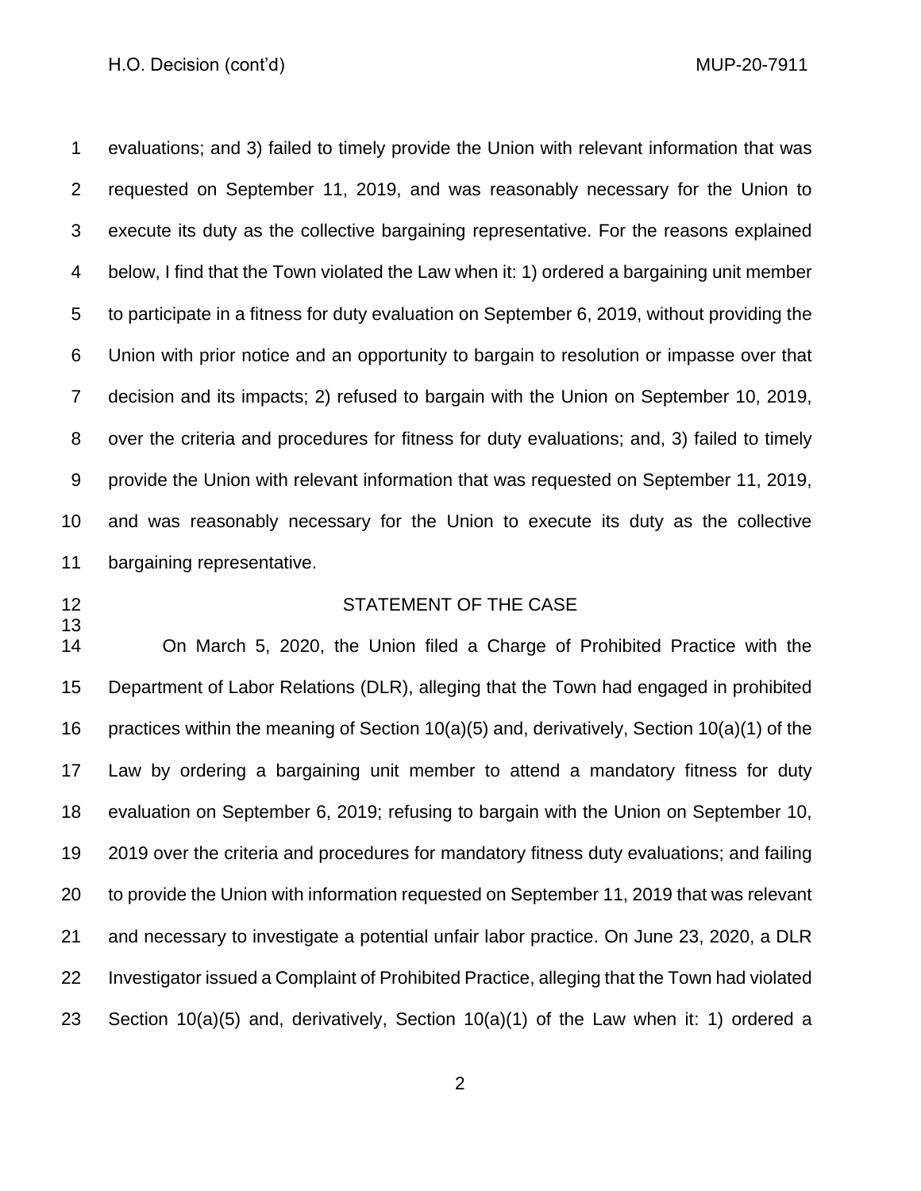evaluations; and 3) failed to timely provide the Union with relevant information that was requested on September 11, 2019, and was reasonably necessary for the Union to execute its duty as the collective bargaining representative. For the reasons explained below, I find that the Town violated the Law when it: 1) ordered a bargaining unit member to participate in a fitness for duty evaluation on September 6, 2019, without providing the Union with prior notice and an opportunity to bargain to resolution or impasse over that decision and its impacts; 2) refused to bargain with the Union on September 10, 2019, over the criteria and procedures for fitness for duty evaluations; and, 3) failed to timely provide the Union with relevant information that was requested on September 11, 2019, and was reasonably necessary for the Union to execute its duty as the collective bargaining representative.

## STATEMENT OF THE CASE

On March 5, 2020, the Union filed a Charge of Prohibited Practice with the Department of Labor Relations (DLR), alleging that the Town had engaged in prohibited practices within the meaning of Section 10(a)(5) and, derivatively, Section 10(a)(1) of the Law by ordering a bargaining unit member to attend a mandatory fitness for duty evaluation on September 6, 2019; refusing to bargain with the Union on September 10, 2019 over the criteria and procedures for mandatory fitness duty evaluations; and failing to provide the Union with information requested on September 11, 2019 that was relevant and necessary to investigate a potential unfair labor practice. On June 23, 2020, a DLR Investigator issued a Complaint of Prohibited Practice, alleging that the Town had violated Section 10(a)(5) and, derivatively, Section 10(a)(1) of the Law when it: 1) ordered a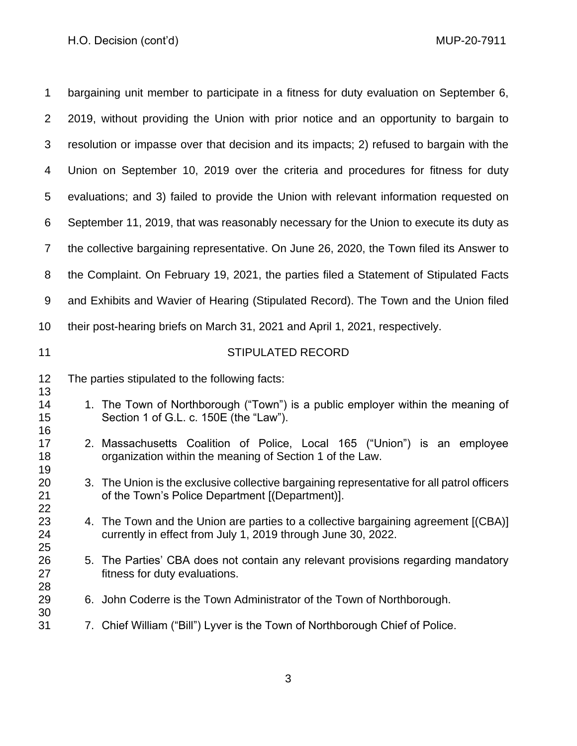bargaining unit member to participate in a fitness for duty evaluation on September 6, 2019, without providing the Union with prior notice and an opportunity to bargain to resolution or impasse over that decision and its impacts; 2) refused to bargain with the Union on September 10, 2019 over the criteria and procedures for fitness for duty evaluations; and 3) failed to provide the Union with relevant information requested on September 11, 2019, that was reasonably necessary for the Union to execute its duty as the collective bargaining representative. On June 26, 2020, the Town filed its Answer to the Complaint. On February 19, 2021, the parties filed a Statement of Stipulated Facts and Exhibits and Wavier of Hearing (Stipulated Record). The Town and the Union filed their post-hearing briefs on March 31, 2021 and April 1, 2021, respectively.

## STIPULATED RECORD

The parties stipulated to the following facts:

1. The Town of Northborough ("Town") is a public employer within the meaning of Section 1 of G.L. c. 150E (the "Law").

2. Massachusetts Coalition of Police, Local 165 ("Union") is an employee organization within the meaning of Section 1 of the Law.

3. The Union is the exclusive collective bargaining representative for all patrol officers of the Town's Police Department [(Department)].

4. The Town and the Union are parties to a collective bargaining agreement [(CBA)] currently in effect from July 1, 2019 through June 30, 2022.

5. The Parties' CBA does not contain any relevant provisions regarding mandatory fitness for duty evaluations.

6. John Coderre is the Town Administrator of the Town of Northborough.

7. Chief William ("Bill") Lyver is the Town of Northborough Chief of Police.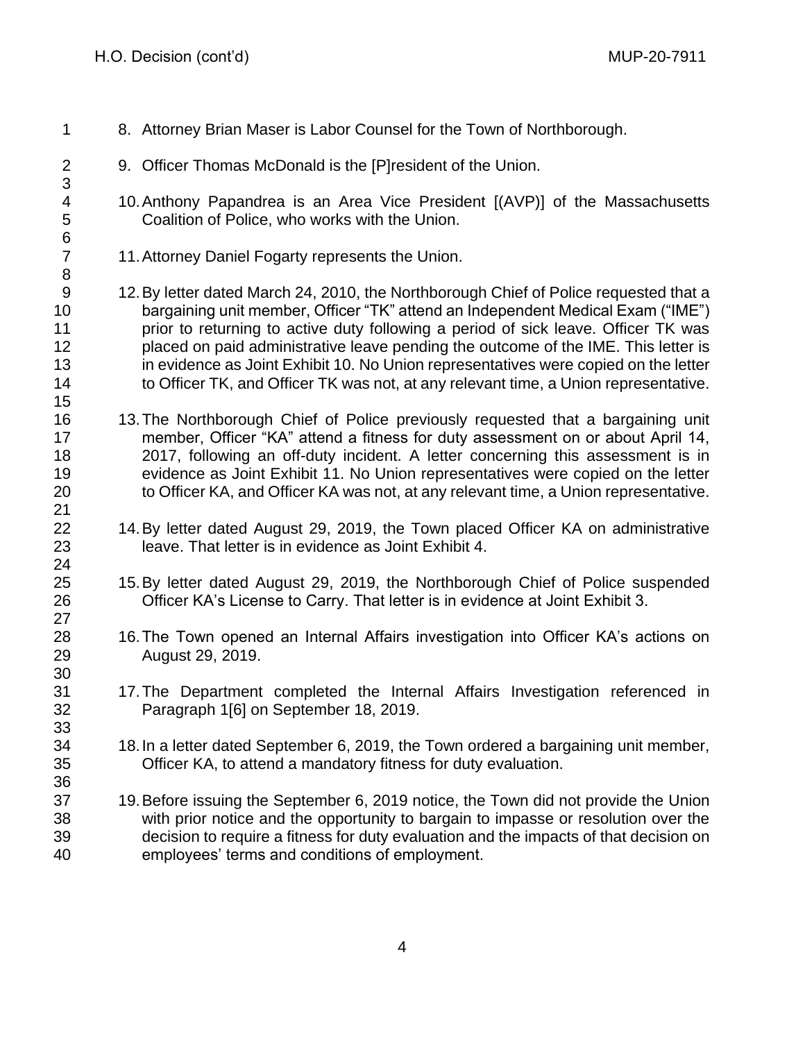8. Attorney Brian Maser is Labor Counsel for the Town of Northborough.

9. Officer Thomas McDonald is the [P]resident of the Union.

10. Anthony Papandrea is an Area Vice President [(AVP)] of the Massachusetts Coalition of Police, who works with the Union.

11. Attorney Daniel Fogarty represents the Union.

12. By letter dated March 24, 2010, the Northborough Chief of Police requested that a bargaining unit member, Officer "TK" attend an Independent Medical Exam ("IME") prior to returning to active duty following a period of sick leave. Officer TK was placed on paid administrative leave pending the outcome of the IME. This letter is in evidence as Joint Exhibit 10. No Union representatives were copied on the letter to Officer TK, and Officer TK was not, at any relevant time, a Union representative.

13. The Northborough Chief of Police previously requested that a bargaining unit member, Officer "KA" attend a fitness for duty assessment on or about April 14, 2017, following an off-duty incident. A letter concerning this assessment is in evidence as Joint Exhibit 11. No Union representatives were copied on the letter to Officer KA, and Officer KA was not, at any relevant time, a Union representative.

14. By letter dated August 29, 2019, the Town placed Officer KA on administrative leave. That letter is in evidence as Joint Exhibit 4.

15. By letter dated August 29, 2019, the Northborough Chief of Police suspended Officer KA's License to Carry. That letter is in evidence at Joint Exhibit 3.

16. The Town opened an Internal Affairs investigation into Officer KA's actions on August 29, 2019.

17. The Department completed the Internal Affairs Investigation referenced in Paragraph 1[6] on September 18, 2019.

18. In a letter dated September 6, 2019, the Town ordered a bargaining unit member, Officer KA, to attend a mandatory fitness for duty evaluation.

19. Before issuing the September 6, 2019 notice, the Town did not provide the Union with prior notice and the opportunity to bargain to impasse or resolution over the decision to require a fitness for duty evaluation and the impacts of that decision on employees' terms and conditions of employment.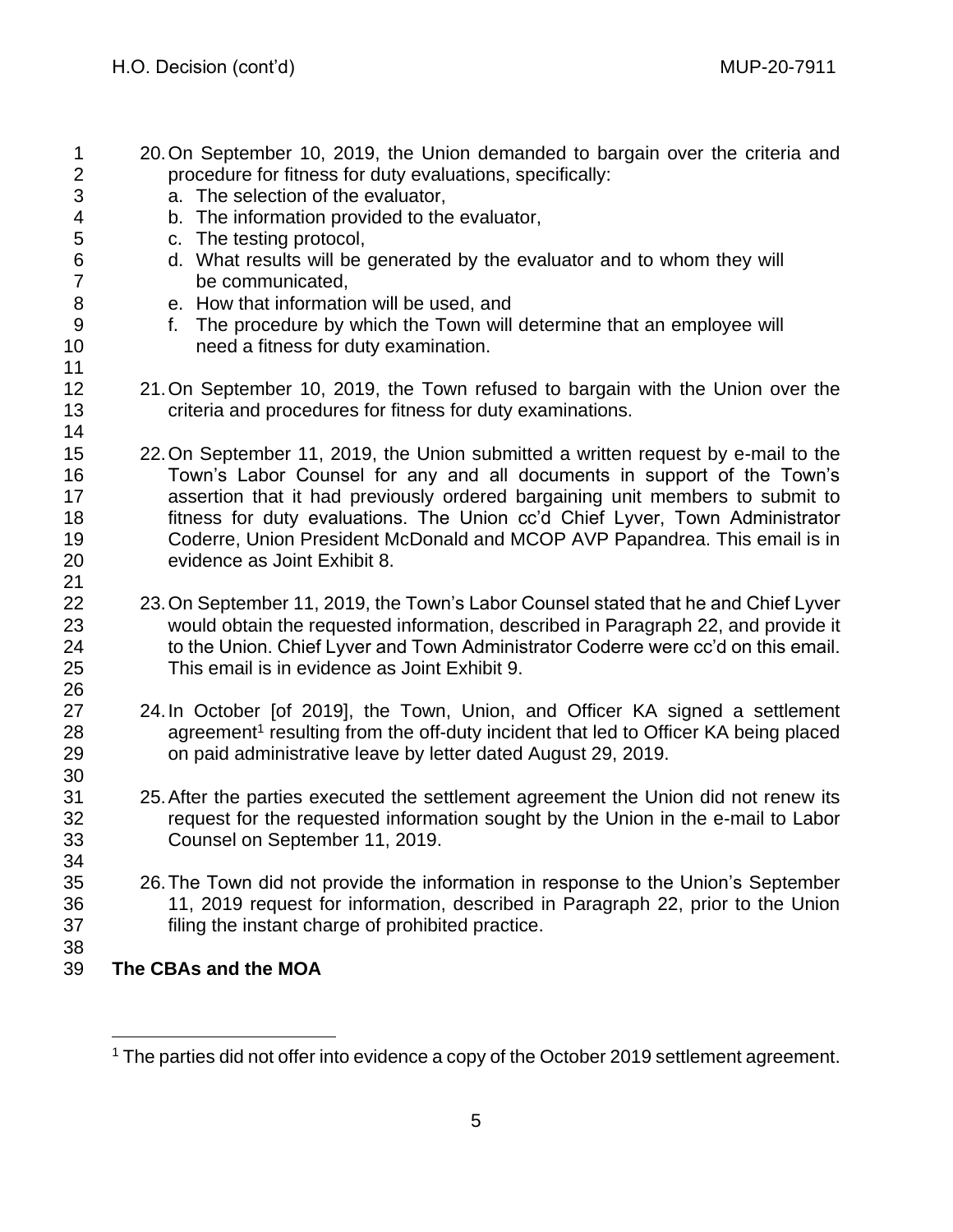20. On September 10, 2019, the Union demanded to bargain over the criteria and procedure for fitness for duty evaluations, specifically:
    a. The selection of the evaluator,
    b. The information provided to the evaluator,
    c. The testing protocol,
    d. What results will be generated by the evaluator and to whom they will be communicated,
    e. How that information will be used, and
    f. The procedure by which the Town will determine that an employee will need a fitness for duty examination.

21. On September 10, 2019, the Town refused to bargain with the Union over the criteria and procedures for fitness for duty examinations.

22. On September 11, 2019, the Union submitted a written request by e-mail to the Town's Labor Counsel for any and all documents in support of the Town's assertion that it had previously ordered bargaining unit members to submit to fitness for duty evaluations. The Union cc'd Chief Lyver, Town Administrator Coderre, Union President McDonald and MCOP AVP Papandrea. This email is in evidence as Joint Exhibit 8.

23. On September 11, 2019, the Town's Labor Counsel stated that he and Chief Lyver would obtain the requested information, described in Paragraph 22, and provide it to the Union. Chief Lyver and Town Administrator Coderre were cc'd on this email. This email is in evidence as Joint Exhibit 9.

24. In October [of 2019], the Town, Union, and Officer KA signed a settlement agreement[1] resulting from the off-duty incident that led to Officer KA being placed on paid administrative leave by letter dated August 29, 2019.

25. After the parties executed the settlement agreement the Union did not renew its request for the requested information sought by the Union in the e-mail to Labor Counsel on September 11, 2019.

26. The Town did not provide the information in response to the Union's September 11, 2019 request for information, described in Paragraph 22, prior to the Union filing the instant charge of prohibited practice.

**The CBAs and the MOA**

[1] The parties did not offer into evidence a copy of the October 2019 settlement agreement.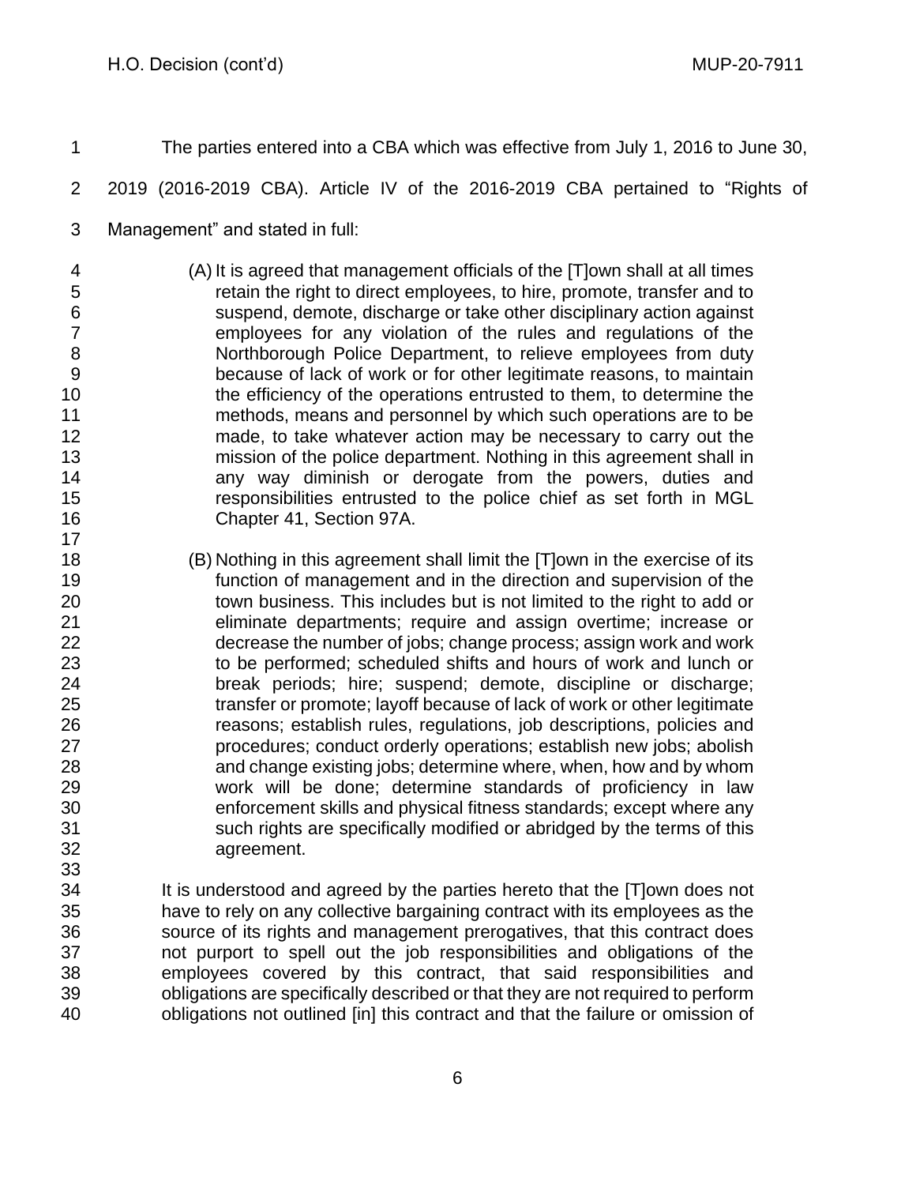The parties entered into a CBA which was effective from July 1, 2016 to June 30, 2019 (2016-2019 CBA). Article IV of the 2016-2019 CBA pertained to "Rights of Management" and stated in full:

> (A) It is agreed that management officials of the [T]own shall at all times retain the right to direct employees, to hire, promote, transfer and to suspend, demote, discharge or take other disciplinary action against employees for any violation of the rules and regulations of the Northborough Police Department, to relieve employees from duty because of lack of work or for other legitimate reasons, to maintain the efficiency of the operations entrusted to them, to determine the methods, means and personnel by which such operations are to be made, to take whatever action may be necessary to carry out the mission of the police department. Nothing in this agreement shall in any way diminish or derogate from the powers, duties and responsibilities entrusted to the police chief as set forth in MGL Chapter 41, Section 97A.
>
> (B) Nothing in this agreement shall limit the [T]own in the exercise of its function of management and in the direction and supervision of the town business. This includes but is not limited to the right to add or eliminate departments; require and assign overtime; increase or decrease the number of jobs; change process; assign work and work to be performed; scheduled shifts and hours of work and lunch or break periods; hire; suspend; demote, discipline or discharge; transfer or promote; layoff because of lack of work or other legitimate reasons; establish rules, regulations, job descriptions, policies and procedures; conduct orderly operations; establish new jobs; abolish and change existing jobs; determine where, when, how and by whom work will be done; determine standards of proficiency in law enforcement skills and physical fitness standards; except where any such rights are specifically modified or abridged by the terms of this agreement.
>
> It is understood and agreed by the parties hereto that the [T]own does not have to rely on any collective bargaining contract with its employees as the source of its rights and management prerogatives, that this contract does not purport to spell out the job responsibilities and obligations of the employees covered by this contract, that said responsibilities and obligations are specifically described or that they are not required to perform obligations not outlined [in] this contract and that the failure or omission of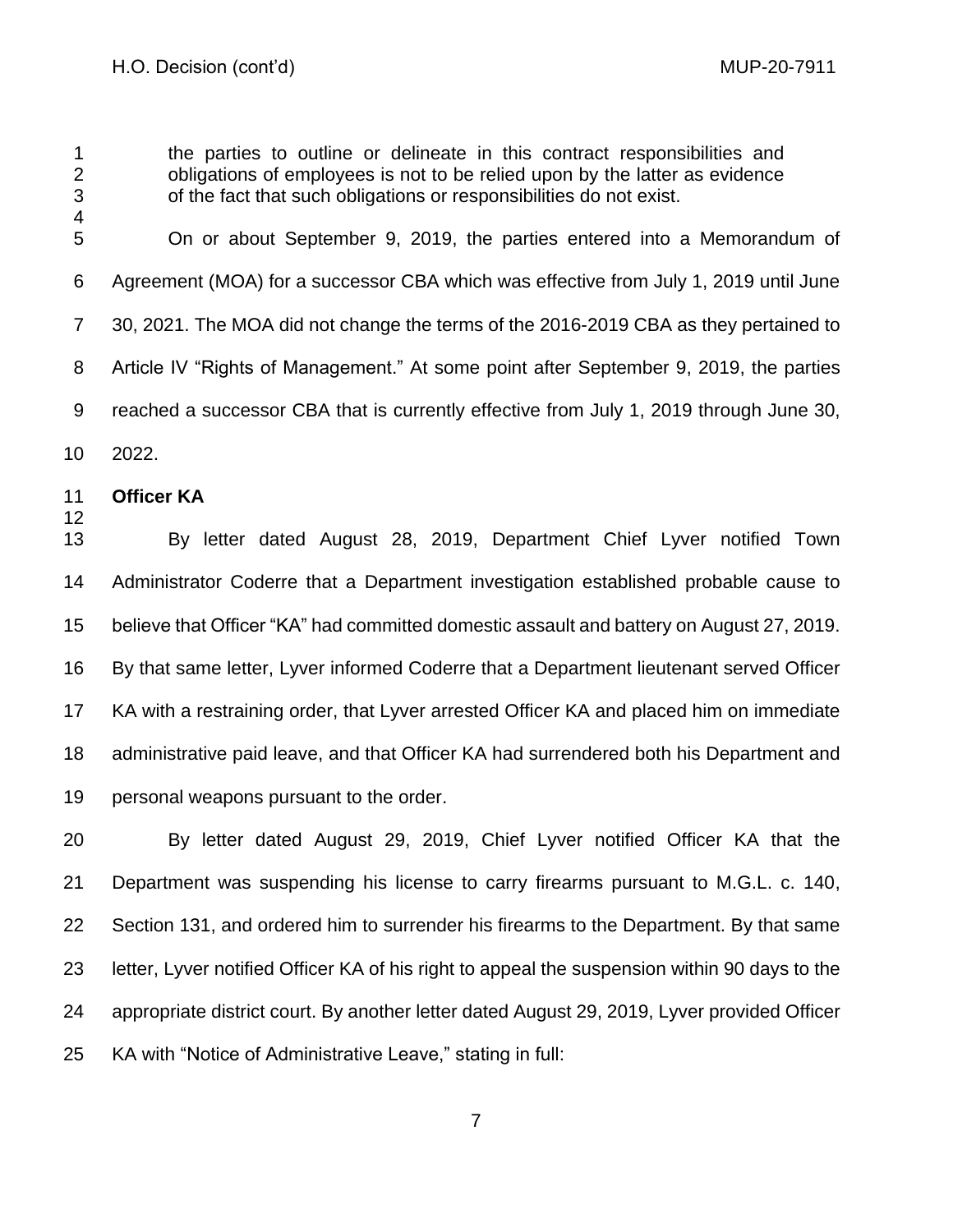> the parties to outline or delineate in this contract responsibilities and obligations of employees is not to be relied upon by the latter as evidence of the fact that such obligations or responsibilities do not exist.

On or about September 9, 2019, the parties entered into a Memorandum of Agreement (MOA) for a successor CBA which was effective from July 1, 2019 until June 30, 2021. The MOA did not change the terms of the 2016-2019 CBA as they pertained to Article IV "Rights of Management." At some point after September 9, 2019, the parties reached a successor CBA that is currently effective from July 1, 2019 through June 30, 2022.

**Officer KA**

By letter dated August 28, 2019, Department Chief Lyver notified Town Administrator Coderre that a Department investigation established probable cause to believe that Officer "KA" had committed domestic assault and battery on August 27, 2019. By that same letter, Lyver informed Coderre that a Department lieutenant served Officer KA with a restraining order, that Lyver arrested Officer KA and placed him on immediate administrative paid leave, and that Officer KA had surrendered both his Department and personal weapons pursuant to the order.

By letter dated August 29, 2019, Chief Lyver notified Officer KA that the Department was suspending his license to carry firearms pursuant to M.G.L. c. 140, Section 131, and ordered him to surrender his firearms to the Department. By that same letter, Lyver notified Officer KA of his right to appeal the suspension within 90 days to the appropriate district court. By another letter dated August 29, 2019, Lyver provided Officer KA with "Notice of Administrative Leave," stating in full: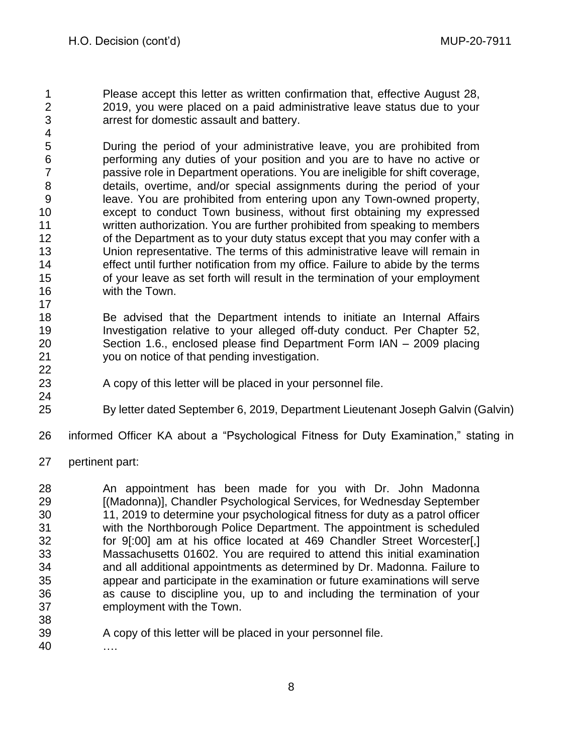> Please accept this letter as written confirmation that, effective August 28, 2019, you were placed on a paid administrative leave status due to your arrest for domestic assault and battery.
>
> During the period of your administrative leave, you are prohibited from performing any duties of your position and you are to have no active or passive role in Department operations. You are ineligible for shift coverage, details, overtime, and/or special assignments during the period of your leave. You are prohibited from entering upon any Town-owned property, except to conduct Town business, without first obtaining my expressed written authorization. You are further prohibited from speaking to members of the Department as to your duty status except that you may confer with a Union representative. The terms of this administrative leave will remain in effect until further notification from my office. Failure to abide by the terms of your leave as set forth will result in the termination of your employment with the Town.
>
> Be advised that the Department intends to initiate an Internal Affairs Investigation relative to your alleged off-duty conduct. Per Chapter 52, Section 1.6., enclosed please find Department Form IAN – 2009 placing you on notice of that pending investigation.
>
> A copy of this letter will be placed in your personnel file.

By letter dated September 6, 2019, Department Lieutenant Joseph Galvin (Galvin) informed Officer KA about a "Psychological Fitness for Duty Examination," stating in pertinent part:

> An appointment has been made for you with Dr. John Madonna [(Madonna)], Chandler Psychological Services, for Wednesday September 11, 2019 to determine your psychological fitness for duty as a patrol officer with the Northborough Police Department. The appointment is scheduled for 9[:00] am at his office located at 469 Chandler Street Worcester[,] Massachusetts 01602. You are required to attend this initial examination and all additional appointments as determined by Dr. Madonna. Failure to appear and participate in the examination or future examinations will serve as cause to discipline you, up to and including the termination of your employment with the Town.
>
> A copy of this letter will be placed in your personnel file.
>
> ….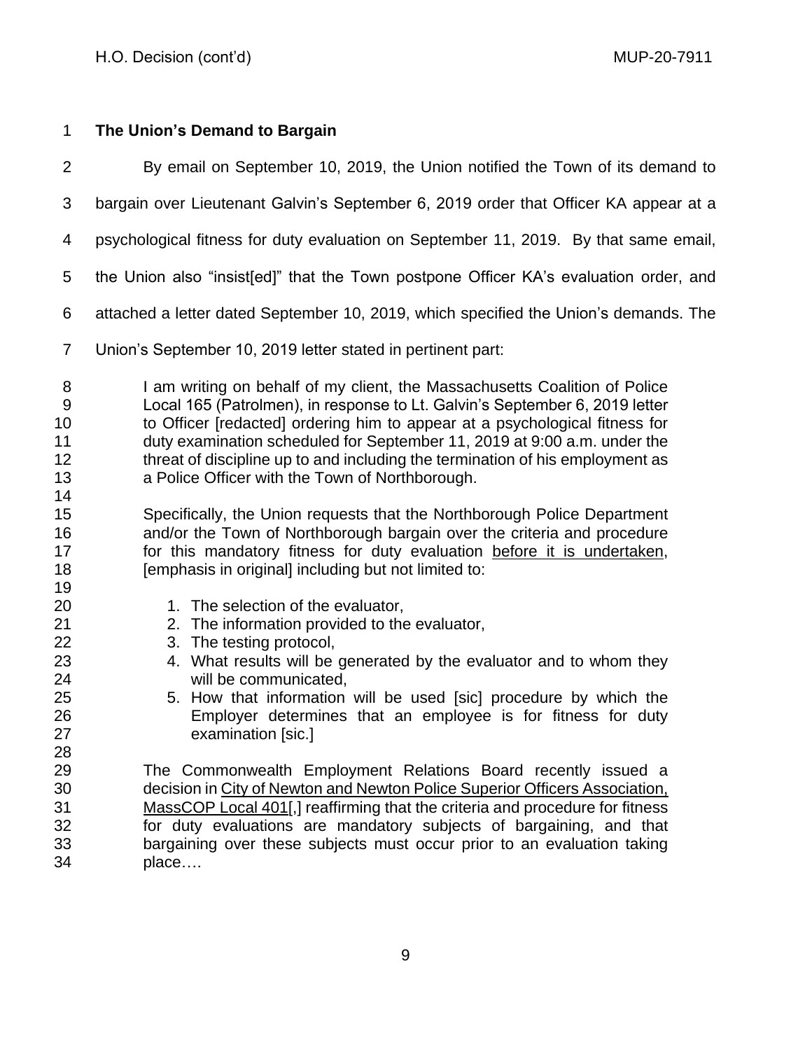**The Union's Demand to Bargain**

By email on September 10, 2019, the Union notified the Town of its demand to bargain over Lieutenant Galvin's September 6, 2019 order that Officer KA appear at a psychological fitness for duty evaluation on September 11, 2019. By that same email, the Union also "insist[ed]" that the Town postpone Officer KA's evaluation order, and attached a letter dated September 10, 2019, which specified the Union's demands. The Union's September 10, 2019 letter stated in pertinent part:

> I am writing on behalf of my client, the Massachusetts Coalition of Police Local 165 (Patrolmen), in response to Lt. Galvin's September 6, 2019 letter to Officer [redacted] ordering him to appear at a psychological fitness for duty examination scheduled for September 11, 2019 at 9:00 a.m. under the threat of discipline up to and including the termination of his employment as a Police Officer with the Town of Northborough.
>
> Specifically, the Union requests that the Northborough Police Department and/or the Town of Northborough bargain over the criteria and procedure for this mandatory fitness for duty evaluation before it is undertaken, [emphasis in original] including but not limited to:
>
> 1. The selection of the evaluator,
> 2. The information provided to the evaluator,
> 3. The testing protocol,
> 4. What results will be generated by the evaluator and to whom they will be communicated,
> 5. How that information will be used [sic] procedure by which the Employer determines that an employee is for fitness for duty examination [sic.]
>
> The Commonwealth Employment Relations Board recently issued a decision in City of Newton and Newton Police Superior Officers Association, MassCOP Local 401[,] reaffirming that the criteria and procedure for fitness for duty evaluations are mandatory subjects of bargaining, and that bargaining over these subjects must occur prior to an evaluation taking place….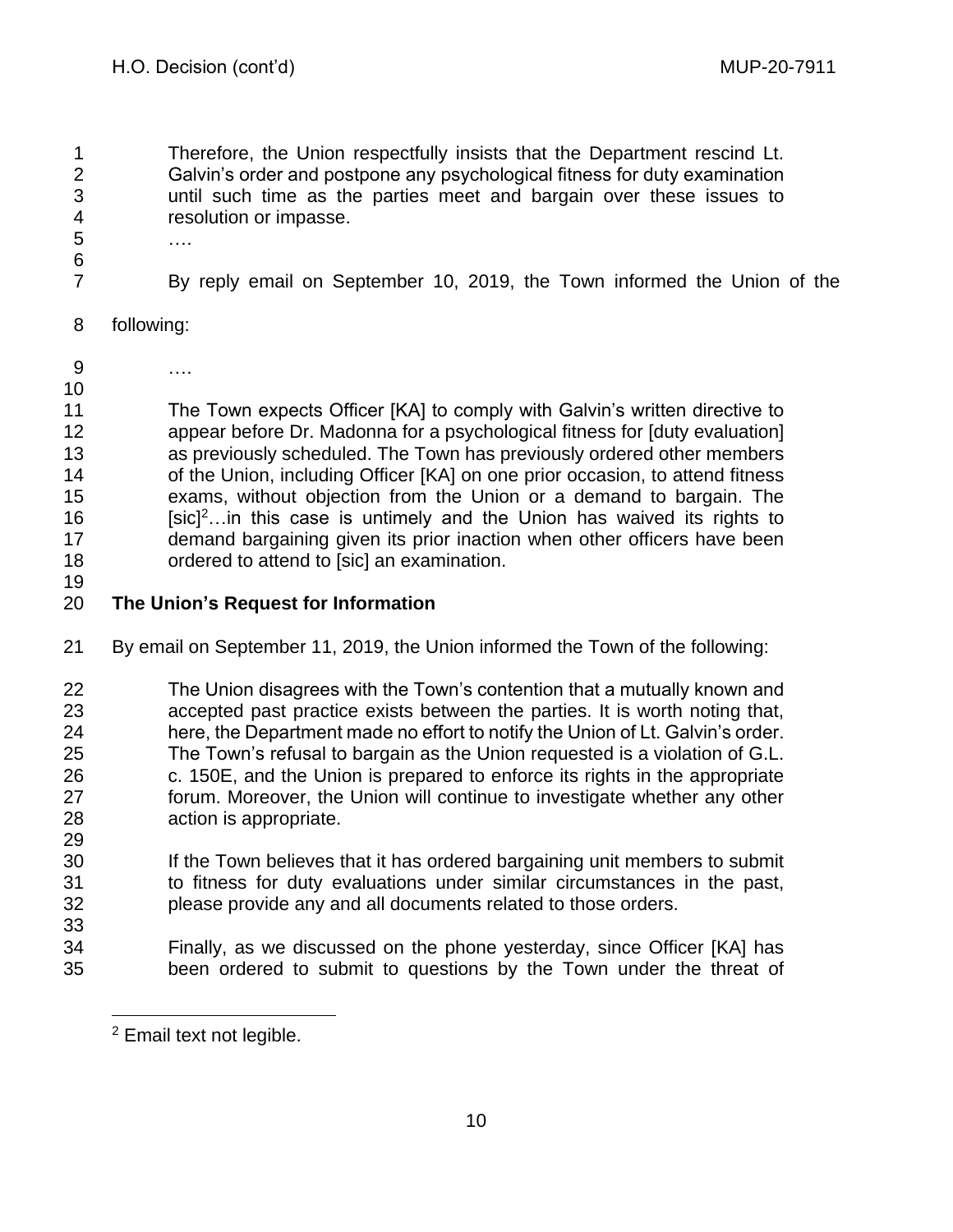> Therefore, the Union respectfully insists that the Department rescind Lt. Galvin's order and postpone any psychological fitness for duty examination until such time as the parties meet and bargain over these issues to resolution or impasse.
>
> ….

By reply email on September 10, 2019, the Town informed the Union of the following:

> ….
>
> The Town expects Officer [KA] to comply with Galvin's written directive to appear before Dr. Madonna for a psychological fitness for [duty evaluation] as previously scheduled. The Town has previously ordered other members of the Union, including Officer [KA] on one prior occasion, to attend fitness exams, without objection from the Union or a demand to bargain. The [sic][2]…in this case is untimely and the Union has waived its rights to demand bargaining given its prior inaction when other officers have been ordered to attend to [sic] an examination.

**The Union's Request for Information**

By email on September 11, 2019, the Union informed the Town of the following:

> The Union disagrees with the Town's contention that a mutually known and accepted past practice exists between the parties. It is worth noting that, here, the Department made no effort to notify the Union of Lt. Galvin's order. The Town's refusal to bargain as the Union requested is a violation of G.L. c. 150E, and the Union is prepared to enforce its rights in the appropriate forum. Moreover, the Union will continue to investigate whether any other action is appropriate.
>
> If the Town believes that it has ordered bargaining unit members to submit to fitness for duty evaluations under similar circumstances in the past, please provide any and all documents related to those orders.
>
> Finally, as we discussed on the phone yesterday, since Officer [KA] has been ordered to submit to questions by the Town under the threat of

[2] Email text not legible.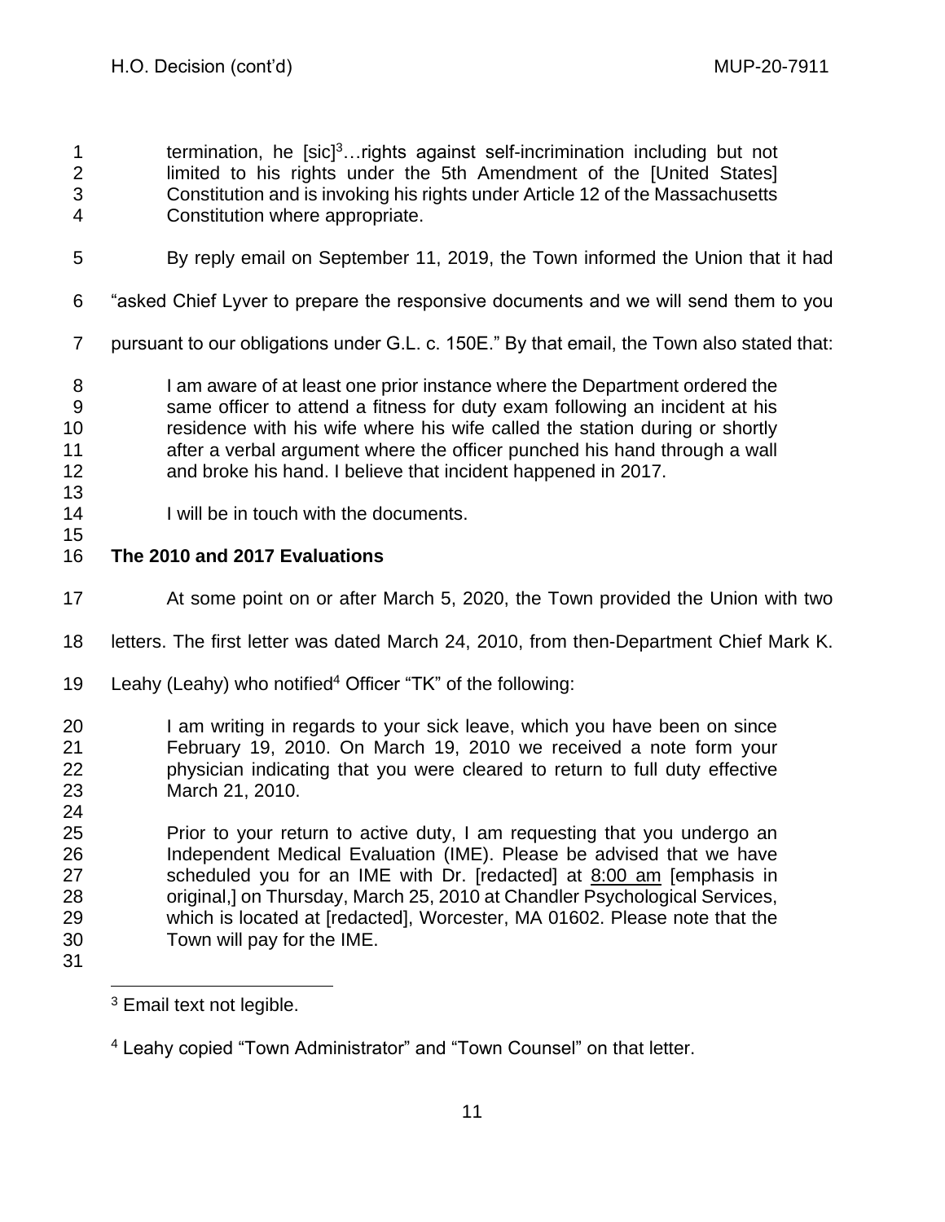> termination, he [sic][3]…rights against self-incrimination including but not limited to his rights under the 5th Amendment of the [United States] Constitution and is invoking his rights under Article 12 of the Massachusetts Constitution where appropriate.

By reply email on September 11, 2019, the Town informed the Union that it had "asked Chief Lyver to prepare the responsive documents and we will send them to you pursuant to our obligations under G.L. c. 150E." By that email, the Town also stated that:

> I am aware of at least one prior instance where the Department ordered the same officer to attend a fitness for duty exam following an incident at his residence with his wife where his wife called the station during or shortly after a verbal argument where the officer punched his hand through a wall and broke his hand. I believe that incident happened in 2017.
>
> I will be in touch with the documents.

**The 2010 and 2017 Evaluations**

At some point on or after March 5, 2020, the Town provided the Union with two letters. The first letter was dated March 24, 2010, from then-Department Chief Mark K. Leahy (Leahy) who notified[4] Officer "TK" of the following:

> I am writing in regards to your sick leave, which you have been on since February 19, 2010. On March 19, 2010 we received a note form your physician indicating that you were cleared to return to full duty effective March 21, 2010.
>
> Prior to your return to active duty, I am requesting that you undergo an Independent Medical Evaluation (IME). Please be advised that we have scheduled you for an IME with Dr. [redacted] at 8:00 am [emphasis in original,] on Thursday, March 25, 2010 at Chandler Psychological Services, which is located at [redacted], Worcester, MA 01602. Please note that the Town will pay for the IME.

---

[3] Email text not legible.

[4] Leahy copied "Town Administrator" and "Town Counsel" on that letter.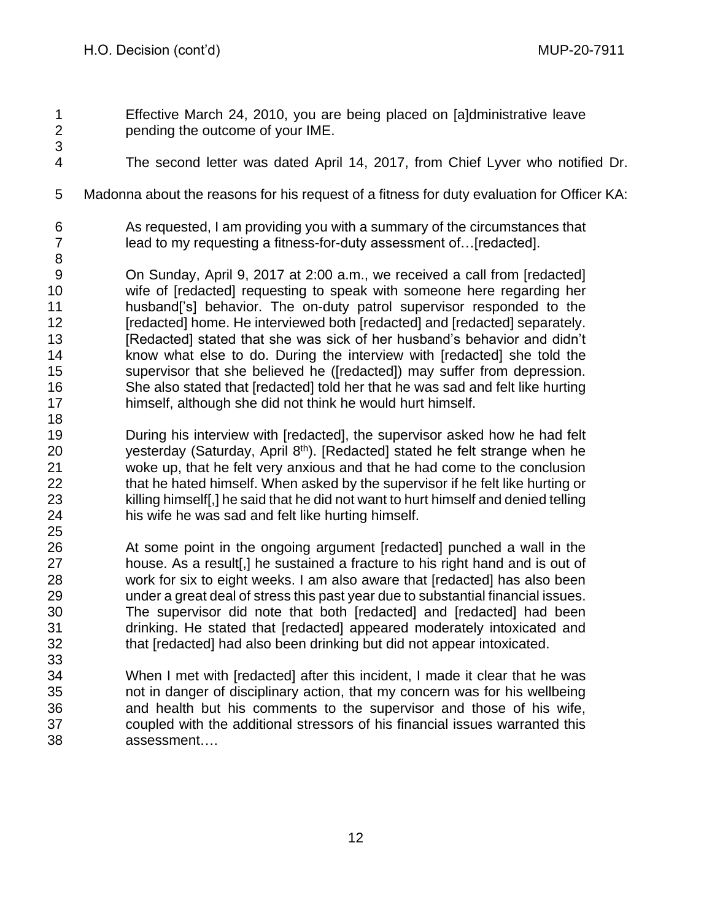> Effective March 24, 2010, you are being placed on [a]dministrative leave pending the outcome of your IME.

The second letter was dated April 14, 2017, from Chief Lyver who notified Dr. Madonna about the reasons for his request of a fitness for duty evaluation for Officer KA:

> As requested, I am providing you with a summary of the circumstances that lead to my requesting a fitness-for-duty assessment of…[redacted].
>
> On Sunday, April 9, 2017 at 2:00 a.m., we received a call from [redacted] wife of [redacted] requesting to speak with someone here regarding her husband['s] behavior. The on-duty patrol supervisor responded to the [redacted] home. He interviewed both [redacted] and [redacted] separately. [Redacted] stated that she was sick of her husband's behavior and didn't know what else to do. During the interview with [redacted] she told the supervisor that she believed he ([redacted]) may suffer from depression. She also stated that [redacted] told her that he was sad and felt like hurting himself, although she did not think he would hurt himself.
>
> During his interview with [redacted], the supervisor asked how he had felt yesterday (Saturday, April 8th). [Redacted] stated he felt strange when he woke up, that he felt very anxious and that he had come to the conclusion that he hated himself. When asked by the supervisor if he felt like hurting or killing himself[,] he said that he did not want to hurt himself and denied telling his wife he was sad and felt like hurting himself.
>
> At some point in the ongoing argument [redacted] punched a wall in the house. As a result[,] he sustained a fracture to his right hand and is out of work for six to eight weeks. I am also aware that [redacted] has also been under a great deal of stress this past year due to substantial financial issues. The supervisor did note that both [redacted] and [redacted] had been drinking. He stated that [redacted] appeared moderately intoxicated and that [redacted] had also been drinking but did not appear intoxicated.
>
> When I met with [redacted] after this incident, I made it clear that he was not in danger of disciplinary action, that my concern was for his wellbeing and health but his comments to the supervisor and those of his wife, coupled with the additional stressors of his financial issues warranted this assessment….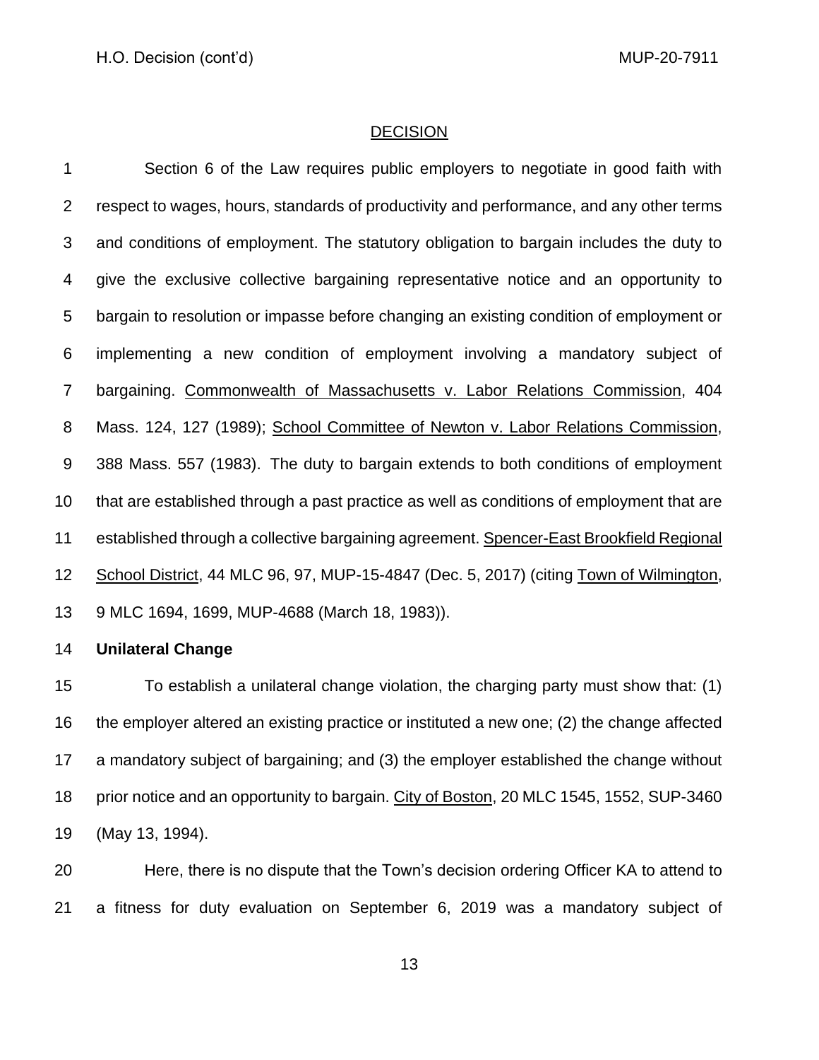## DECISION

Section 6 of the Law requires public employers to negotiate in good faith with respect to wages, hours, standards of productivity and performance, and any other terms and conditions of employment. The statutory obligation to bargain includes the duty to give the exclusive collective bargaining representative notice and an opportunity to bargain to resolution or impasse before changing an existing condition of employment or implementing a new condition of employment involving a mandatory subject of bargaining. Commonwealth of Massachusetts v. Labor Relations Commission, 404 Mass. 124, 127 (1989); School Committee of Newton v. Labor Relations Commission, 388 Mass. 557 (1983). The duty to bargain extends to both conditions of employment that are established through a past practice as well as conditions of employment that are established through a collective bargaining agreement. Spencer-East Brookfield Regional School District, 44 MLC 96, 97, MUP-15-4847 (Dec. 5, 2017) (citing Town of Wilmington, 9 MLC 1694, 1699, MUP-4688 (March 18, 1983)).

**Unilateral Change**

To establish a unilateral change violation, the charging party must show that: (1) the employer altered an existing practice or instituted a new one; (2) the change affected a mandatory subject of bargaining; and (3) the employer established the change without prior notice and an opportunity to bargain. City of Boston, 20 MLC 1545, 1552, SUP-3460 (May 13, 1994).

Here, there is no dispute that the Town's decision ordering Officer KA to attend to a fitness for duty evaluation on September 6, 2019 was a mandatory subject of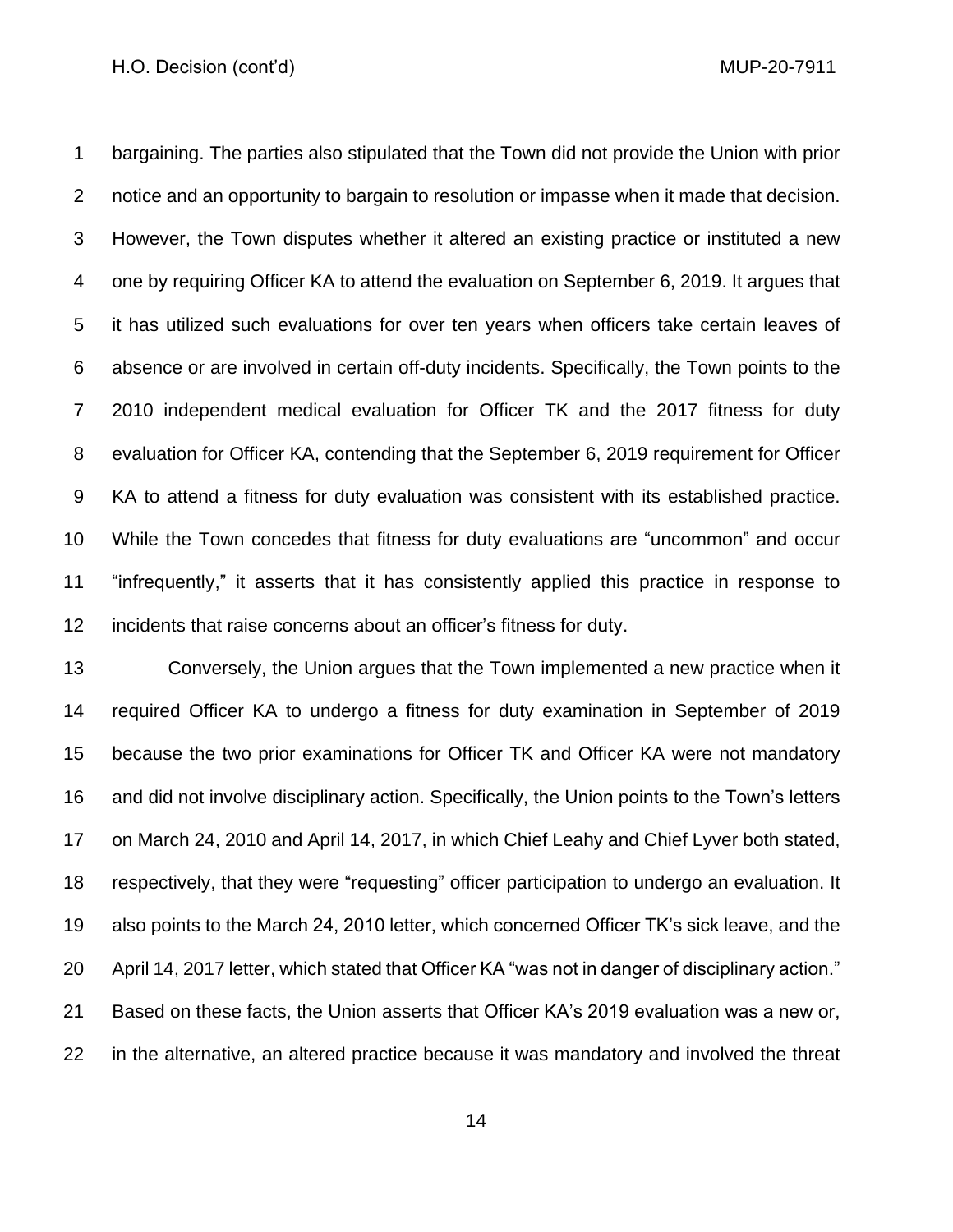bargaining. The parties also stipulated that the Town did not provide the Union with prior notice and an opportunity to bargain to resolution or impasse when it made that decision. However, the Town disputes whether it altered an existing practice or instituted a new one by requiring Officer KA to attend the evaluation on September 6, 2019. It argues that it has utilized such evaluations for over ten years when officers take certain leaves of absence or are involved in certain off-duty incidents. Specifically, the Town points to the 2010 independent medical evaluation for Officer TK and the 2017 fitness for duty evaluation for Officer KA, contending that the September 6, 2019 requirement for Officer KA to attend a fitness for duty evaluation was consistent with its established practice. While the Town concedes that fitness for duty evaluations are "uncommon" and occur "infrequently," it asserts that it has consistently applied this practice in response to incidents that raise concerns about an officer's fitness for duty.

Conversely, the Union argues that the Town implemented a new practice when it required Officer KA to undergo a fitness for duty examination in September of 2019 because the two prior examinations for Officer TK and Officer KA were not mandatory and did not involve disciplinary action. Specifically, the Union points to the Town's letters on March 24, 2010 and April 14, 2017, in which Chief Leahy and Chief Lyver both stated, respectively, that they were "requesting" officer participation to undergo an evaluation. It also points to the March 24, 2010 letter, which concerned Officer TK's sick leave, and the April 14, 2017 letter, which stated that Officer KA "was not in danger of disciplinary action." Based on these facts, the Union asserts that Officer KA's 2019 evaluation was a new or, in the alternative, an altered practice because it was mandatory and involved the threat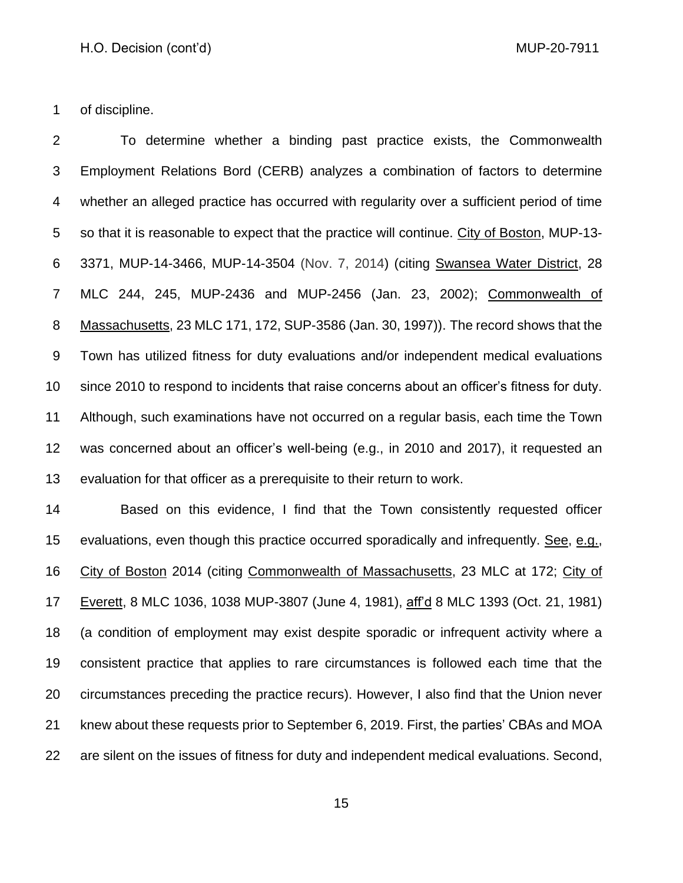of discipline.

To determine whether a binding past practice exists, the Commonwealth Employment Relations Bord (CERB) analyzes a combination of factors to determine whether an alleged practice has occurred with regularity over a sufficient period of time so that it is reasonable to expect that the practice will continue. City of Boston, MUP-13-3371, MUP-14-3466, MUP-14-3504 (Nov. 7, 2014) (citing Swansea Water District, 28 MLC 244, 245, MUP-2436 and MUP-2456 (Jan. 23, 2002); Commonwealth of Massachusetts, 23 MLC 171, 172, SUP-3586 (Jan. 30, 1997)). The record shows that the Town has utilized fitness for duty evaluations and/or independent medical evaluations since 2010 to respond to incidents that raise concerns about an officer's fitness for duty. Although, such examinations have not occurred on a regular basis, each time the Town was concerned about an officer's well-being (e.g., in 2010 and 2017), it requested an evaluation for that officer as a prerequisite to their return to work.

Based on this evidence, I find that the Town consistently requested officer evaluations, even though this practice occurred sporadically and infrequently. See, e.g., City of Boston 2014 (citing Commonwealth of Massachusetts, 23 MLC at 172; City of Everett, 8 MLC 1036, 1038 MUP-3807 (June 4, 1981), aff'd 8 MLC 1393 (Oct. 21, 1981) (a condition of employment may exist despite sporadic or infrequent activity where a consistent practice that applies to rare circumstances is followed each time that the circumstances preceding the practice recurs). However, I also find that the Union never knew about these requests prior to September 6, 2019. First, the parties' CBAs and MOA are silent on the issues of fitness for duty and independent medical evaluations. Second,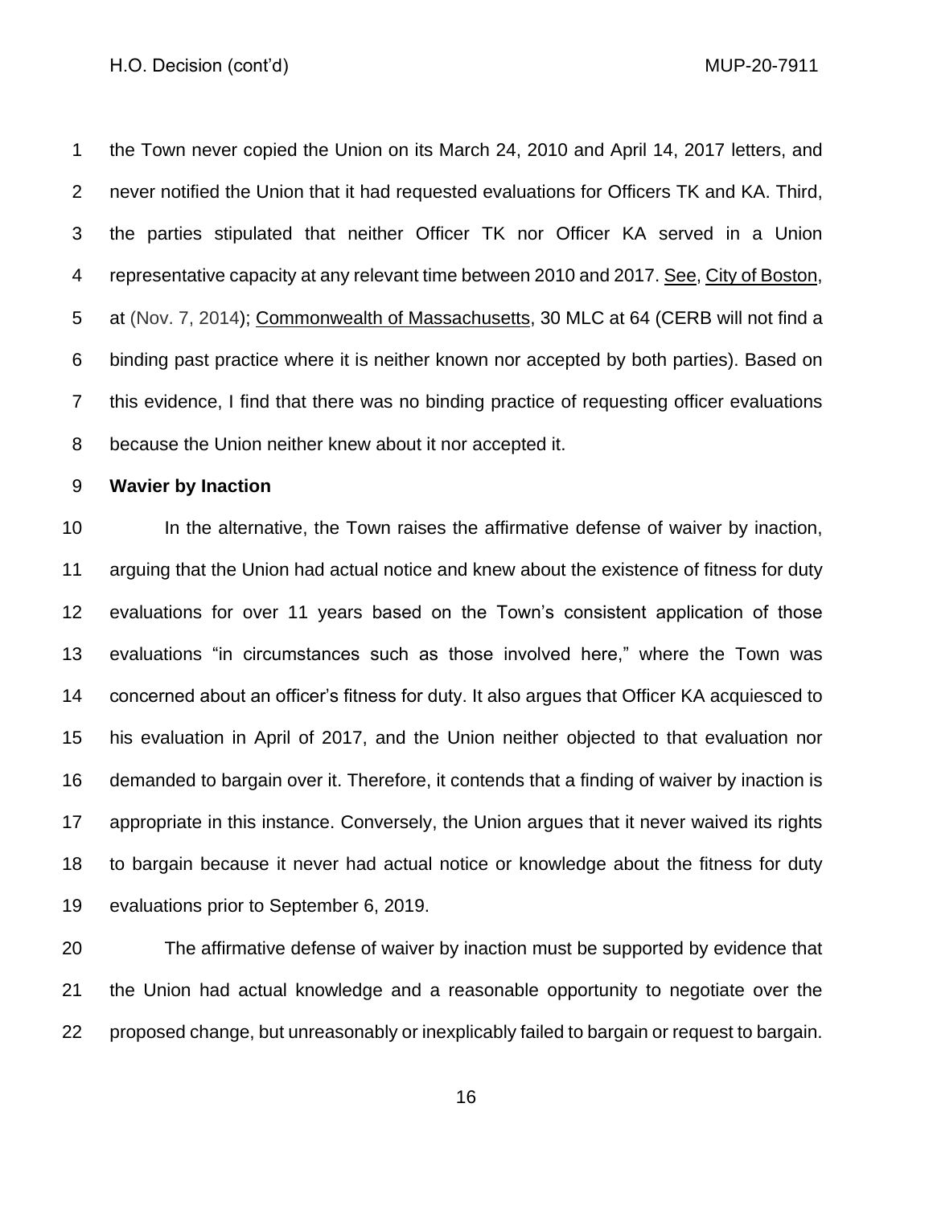the Town never copied the Union on its March 24, 2010 and April 14, 2017 letters, and never notified the Union that it had requested evaluations for Officers TK and KA. Third, the parties stipulated that neither Officer TK nor Officer KA served in a Union representative capacity at any relevant time between 2010 and 2017. See, City of Boston, at (Nov. 7, 2014); Commonwealth of Massachusetts, 30 MLC at 64 (CERB will not find a binding past practice where it is neither known nor accepted by both parties). Based on this evidence, I find that there was no binding practice of requesting officer evaluations because the Union neither knew about it nor accepted it.

**Wavier by Inaction**

In the alternative, the Town raises the affirmative defense of waiver by inaction, arguing that the Union had actual notice and knew about the existence of fitness for duty evaluations for over 11 years based on the Town's consistent application of those evaluations "in circumstances such as those involved here," where the Town was concerned about an officer's fitness for duty. It also argues that Officer KA acquiesced to his evaluation in April of 2017, and the Union neither objected to that evaluation nor demanded to bargain over it. Therefore, it contends that a finding of waiver by inaction is appropriate in this instance. Conversely, the Union argues that it never waived its rights to bargain because it never had actual notice or knowledge about the fitness for duty evaluations prior to September 6, 2019.

The affirmative defense of waiver by inaction must be supported by evidence that the Union had actual knowledge and a reasonable opportunity to negotiate over the proposed change, but unreasonably or inexplicably failed to bargain or request to bargain.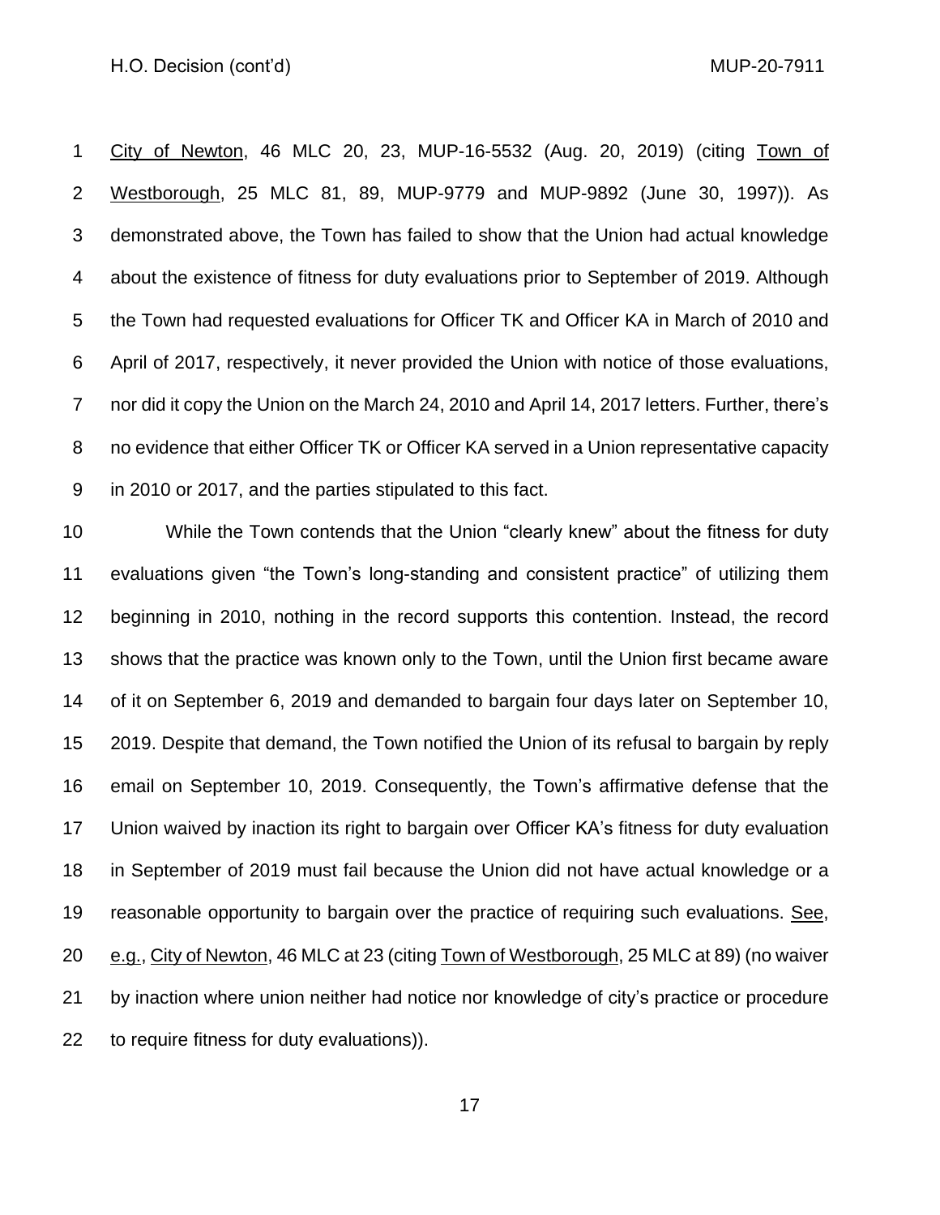City of Newton, 46 MLC 20, 23, MUP-16-5532 (Aug. 20, 2019) (citing Town of Westborough, 25 MLC 81, 89, MUP-9779 and MUP-9892 (June 30, 1997)). As demonstrated above, the Town has failed to show that the Union had actual knowledge about the existence of fitness for duty evaluations prior to September of 2019. Although the Town had requested evaluations for Officer TK and Officer KA in March of 2010 and April of 2017, respectively, it never provided the Union with notice of those evaluations, nor did it copy the Union on the March 24, 2010 and April 14, 2017 letters. Further, there's no evidence that either Officer TK or Officer KA served in a Union representative capacity in 2010 or 2017, and the parties stipulated to this fact.

While the Town contends that the Union "clearly knew" about the fitness for duty evaluations given "the Town's long-standing and consistent practice" of utilizing them beginning in 2010, nothing in the record supports this contention. Instead, the record shows that the practice was known only to the Town, until the Union first became aware of it on September 6, 2019 and demanded to bargain four days later on September 10, 2019. Despite that demand, the Town notified the Union of its refusal to bargain by reply email on September 10, 2019. Consequently, the Town's affirmative defense that the Union waived by inaction its right to bargain over Officer KA's fitness for duty evaluation in September of 2019 must fail because the Union did not have actual knowledge or a reasonable opportunity to bargain over the practice of requiring such evaluations. See, e.g., City of Newton, 46 MLC at 23 (citing Town of Westborough, 25 MLC at 89) (no waiver by inaction where union neither had notice nor knowledge of city's practice or procedure to require fitness for duty evaluations)).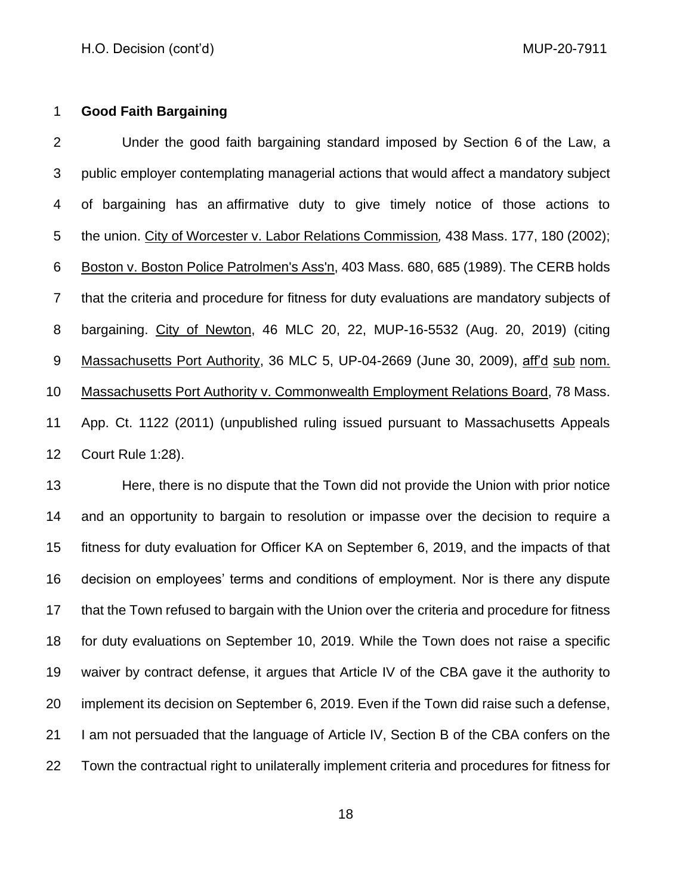**Good Faith Bargaining**

Under the good faith bargaining standard imposed by Section 6 of the Law, a public employer contemplating managerial actions that would affect a mandatory subject of bargaining has an affirmative duty to give timely notice of those actions to the union. City of Worcester v. Labor Relations Commission, 438 Mass. 177, 180 (2002); Boston v. Boston Police Patrolmen's Ass'n, 403 Mass. 680, 685 (1989). The CERB holds that the criteria and procedure for fitness for duty evaluations are mandatory subjects of bargaining. City of Newton, 46 MLC 20, 22, MUP-16-5532 (Aug. 20, 2019) (citing Massachusetts Port Authority, 36 MLC 5, UP-04-2669 (June 30, 2009), aff'd sub nom. Massachusetts Port Authority v. Commonwealth Employment Relations Board, 78 Mass. App. Ct. 1122 (2011) (unpublished ruling issued pursuant to Massachusetts Appeals Court Rule 1:28).

Here, there is no dispute that the Town did not provide the Union with prior notice and an opportunity to bargain to resolution or impasse over the decision to require a fitness for duty evaluation for Officer KA on September 6, 2019, and the impacts of that decision on employees' terms and conditions of employment. Nor is there any dispute that the Town refused to bargain with the Union over the criteria and procedure for fitness for duty evaluations on September 10, 2019. While the Town does not raise a specific waiver by contract defense, it argues that Article IV of the CBA gave it the authority to implement its decision on September 6, 2019. Even if the Town did raise such a defense, I am not persuaded that the language of Article IV, Section B of the CBA confers on the Town the contractual right to unilaterally implement criteria and procedures for fitness for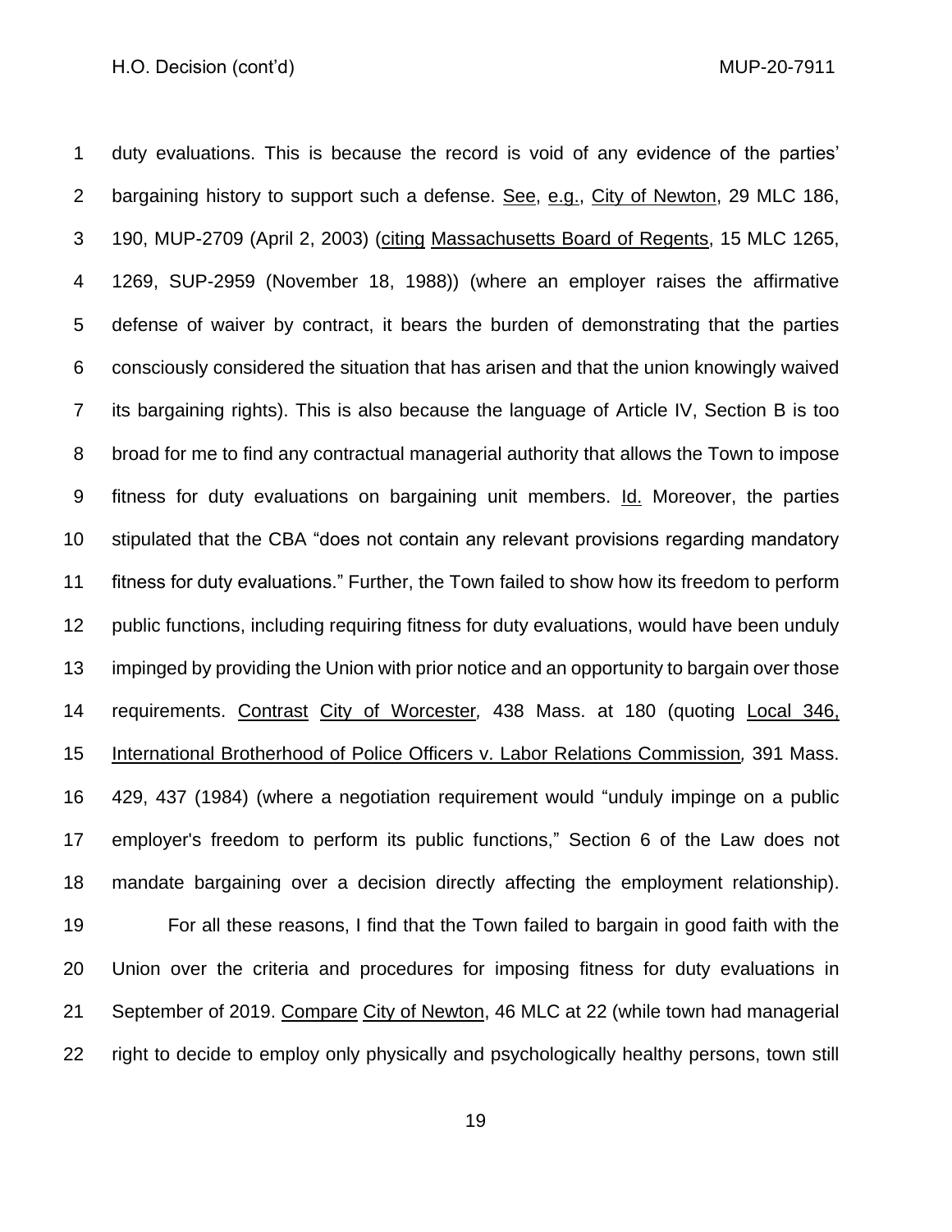duty evaluations. This is because the record is void of any evidence of the parties' bargaining history to support such a defense. See, e.g., City of Newton, 29 MLC 186, 190, MUP-2709 (April 2, 2003) (citing Massachusetts Board of Regents, 15 MLC 1265, 1269, SUP-2959 (November 18, 1988)) (where an employer raises the affirmative defense of waiver by contract, it bears the burden of demonstrating that the parties consciously considered the situation that has arisen and that the union knowingly waived its bargaining rights). This is also because the language of Article IV, Section B is too broad for me to find any contractual managerial authority that allows the Town to impose fitness for duty evaluations on bargaining unit members. Id. Moreover, the parties stipulated that the CBA "does not contain any relevant provisions regarding mandatory fitness for duty evaluations." Further, the Town failed to show how its freedom to perform public functions, including requiring fitness for duty evaluations, would have been unduly impinged by providing the Union with prior notice and an opportunity to bargain over those requirements. Contrast City of Worcester, 438 Mass. at 180 (quoting Local 346, International Brotherhood of Police Officers v. Labor Relations Commission, 391 Mass. 429, 437 (1984) (where a negotiation requirement would "unduly impinge on a public employer's freedom to perform its public functions," Section 6 of the Law does not mandate bargaining over a decision directly affecting the employment relationship).

For all these reasons, I find that the Town failed to bargain in good faith with the Union over the criteria and procedures for imposing fitness for duty evaluations in September of 2019. Compare City of Newton, 46 MLC at 22 (while town had managerial right to decide to employ only physically and psychologically healthy persons, town still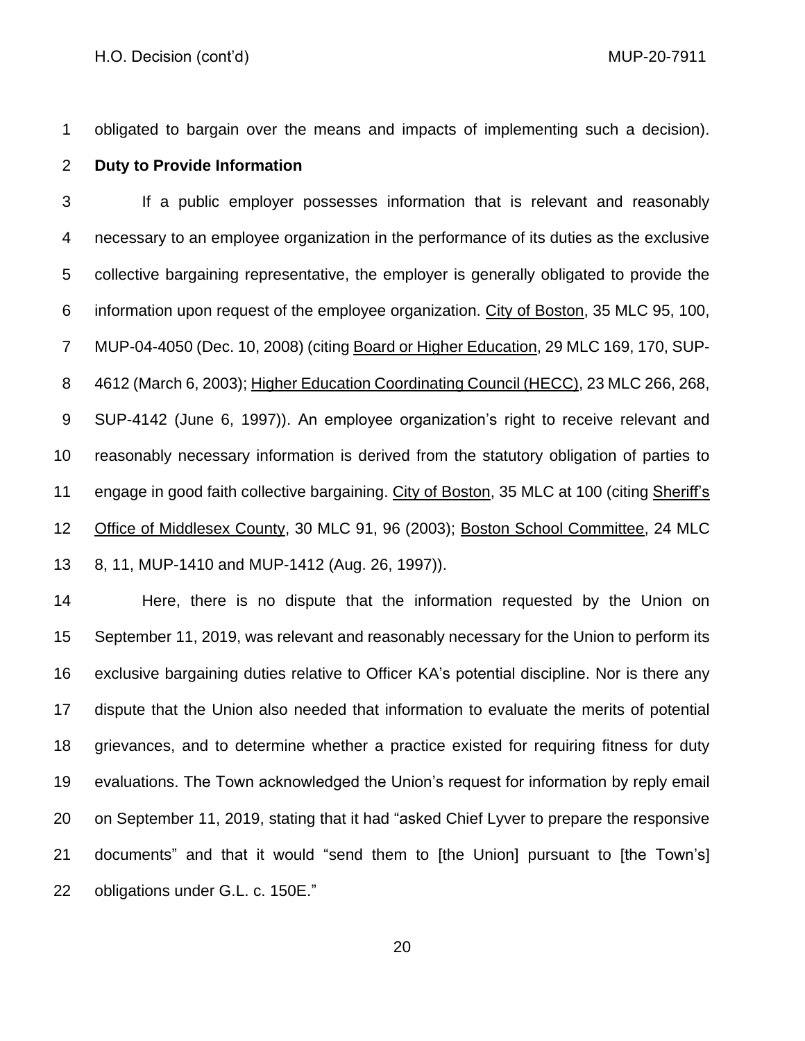obligated to bargain over the means and impacts of implementing such a decision).

**Duty to Provide Information**

If a public employer possesses information that is relevant and reasonably necessary to an employee organization in the performance of its duties as the exclusive collective bargaining representative, the employer is generally obligated to provide the information upon request of the employee organization. City of Boston, 35 MLC 95, 100, MUP-04-4050 (Dec. 10, 2008) (citing Board or Higher Education, 29 MLC 169, 170, SUP-4612 (March 6, 2003); Higher Education Coordinating Council (HECC), 23 MLC 266, 268, SUP-4142 (June 6, 1997)). An employee organization's right to receive relevant and reasonably necessary information is derived from the statutory obligation of parties to engage in good faith collective bargaining. City of Boston, 35 MLC at 100 (citing Sheriff's Office of Middlesex County, 30 MLC 91, 96 (2003); Boston School Committee, 24 MLC 8, 11, MUP-1410 and MUP-1412 (Aug. 26, 1997)).

Here, there is no dispute that the information requested by the Union on September 11, 2019, was relevant and reasonably necessary for the Union to perform its exclusive bargaining duties relative to Officer KA's potential discipline. Nor is there any dispute that the Union also needed that information to evaluate the merits of potential grievances, and to determine whether a practice existed for requiring fitness for duty evaluations. The Town acknowledged the Union's request for information by reply email on September 11, 2019, stating that it had "asked Chief Lyver to prepare the responsive documents" and that it would "send them to [the Union] pursuant to [the Town's] obligations under G.L. c. 150E."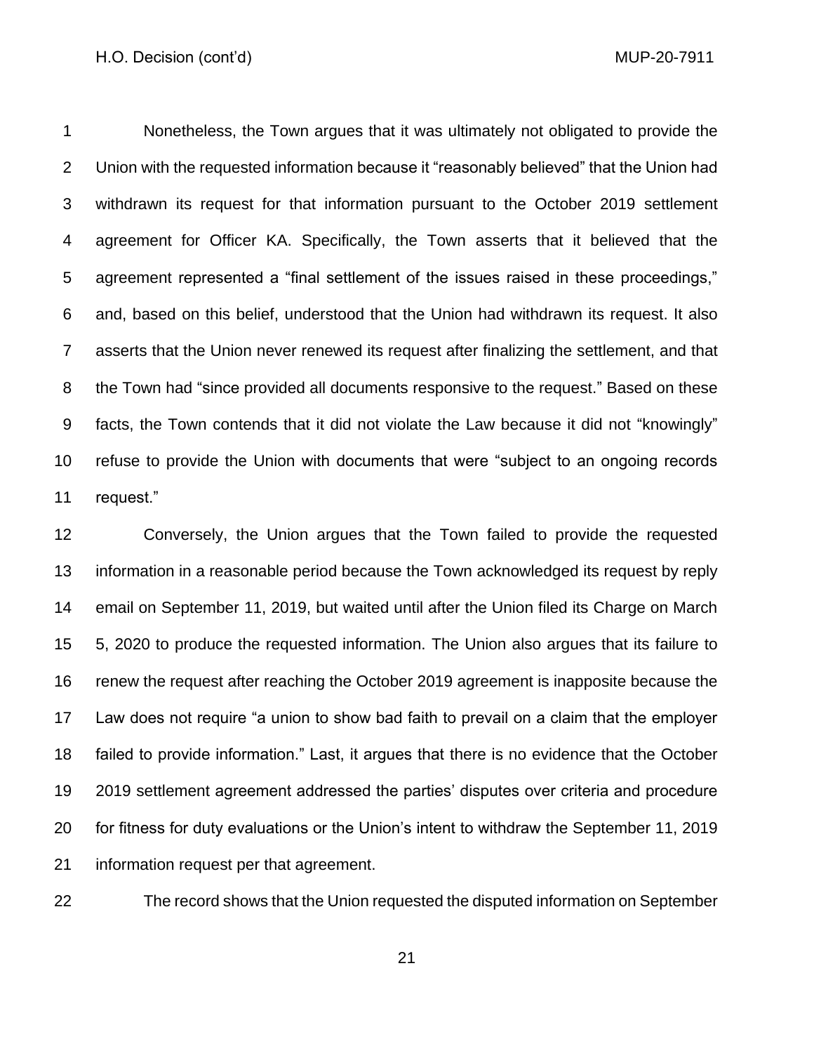Nonetheless, the Town argues that it was ultimately not obligated to provide the Union with the requested information because it "reasonably believed" that the Union had withdrawn its request for that information pursuant to the October 2019 settlement agreement for Officer KA. Specifically, the Town asserts that it believed that the agreement represented a "final settlement of the issues raised in these proceedings," and, based on this belief, understood that the Union had withdrawn its request. It also asserts that the Union never renewed its request after finalizing the settlement, and that the Town had "since provided all documents responsive to the request." Based on these facts, the Town contends that it did not violate the Law because it did not "knowingly" refuse to provide the Union with documents that were "subject to an ongoing records request."

Conversely, the Union argues that the Town failed to provide the requested information in a reasonable period because the Town acknowledged its request by reply email on September 11, 2019, but waited until after the Union filed its Charge on March 5, 2020 to produce the requested information. The Union also argues that its failure to renew the request after reaching the October 2019 agreement is inapposite because the Law does not require "a union to show bad faith to prevail on a claim that the employer failed to provide information." Last, it argues that there is no evidence that the October 2019 settlement agreement addressed the parties' disputes over criteria and procedure for fitness for duty evaluations or the Union's intent to withdraw the September 11, 2019 information request per that agreement.

The record shows that the Union requested the disputed information on September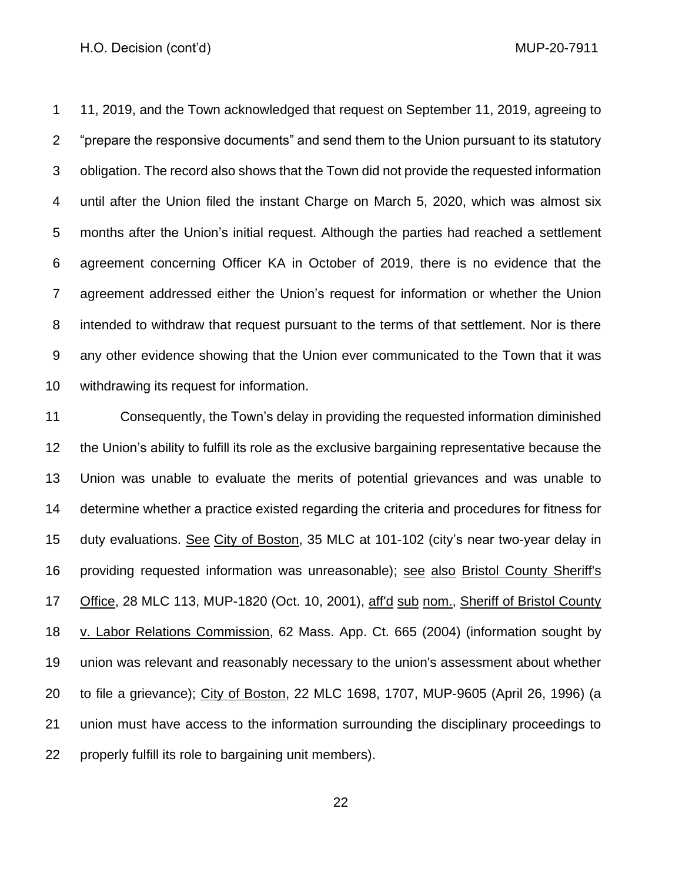11, 2019, and the Town acknowledged that request on September 11, 2019, agreeing to "prepare the responsive documents" and send them to the Union pursuant to its statutory obligation. The record also shows that the Town did not provide the requested information until after the Union filed the instant Charge on March 5, 2020, which was almost six months after the Union's initial request. Although the parties had reached a settlement agreement concerning Officer KA in October of 2019, there is no evidence that the agreement addressed either the Union's request for information or whether the Union intended to withdraw that request pursuant to the terms of that settlement. Nor is there any other evidence showing that the Union ever communicated to the Town that it was withdrawing its request for information.

Consequently, the Town's delay in providing the requested information diminished the Union's ability to fulfill its role as the exclusive bargaining representative because the Union was unable to evaluate the merits of potential grievances and was unable to determine whether a practice existed regarding the criteria and procedures for fitness for duty evaluations. See City of Boston, 35 MLC at 101-102 (city's near two-year delay in providing requested information was unreasonable); see also Bristol County Sheriff's Office, 28 MLC 113, MUP-1820 (Oct. 10, 2001), aff'd sub nom., Sheriff of Bristol County v. Labor Relations Commission, 62 Mass. App. Ct. 665 (2004) (information sought by union was relevant and reasonably necessary to the union's assessment about whether to file a grievance); City of Boston, 22 MLC 1698, 1707, MUP-9605 (April 26, 1996) (a union must have access to the information surrounding the disciplinary proceedings to properly fulfill its role to bargaining unit members).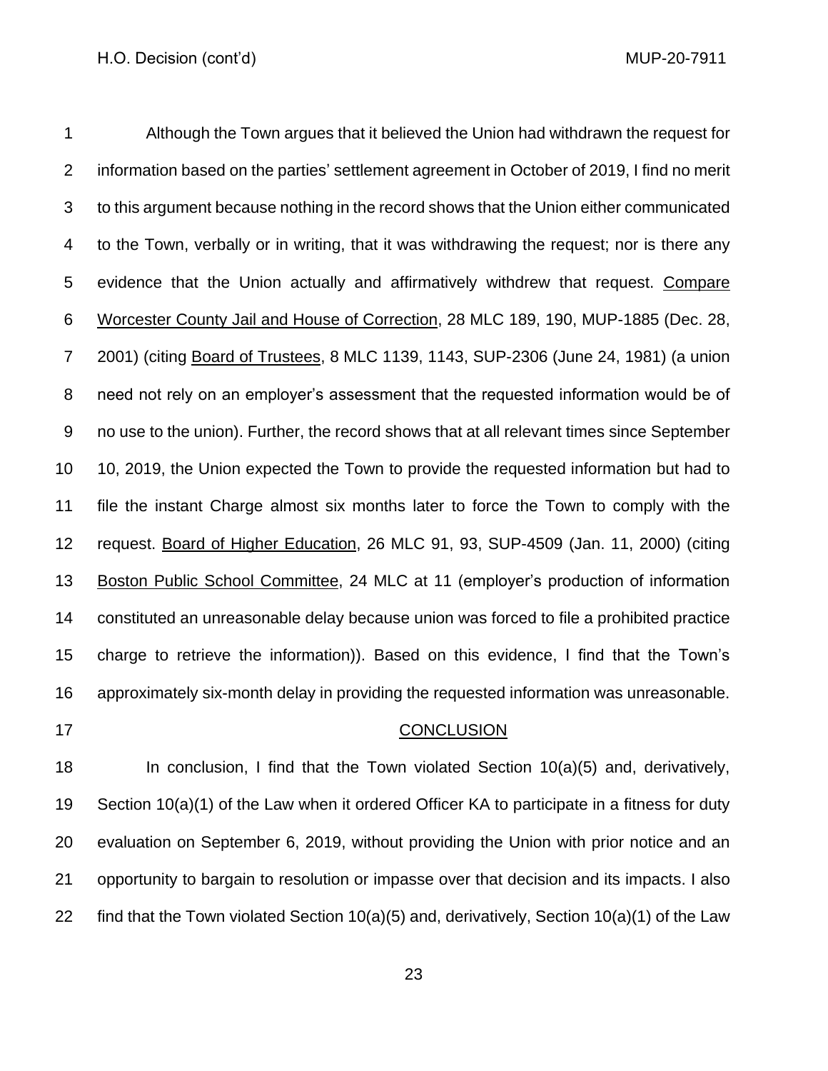Although the Town argues that it believed the Union had withdrawn the request for information based on the parties' settlement agreement in October of 2019, I find no merit to this argument because nothing in the record shows that the Union either communicated to the Town, verbally or in writing, that it was withdrawing the request; nor is there any evidence that the Union actually and affirmatively withdrew that request. Compare Worcester County Jail and House of Correction, 28 MLC 189, 190, MUP-1885 (Dec. 28, 2001) (citing Board of Trustees, 8 MLC 1139, 1143, SUP-2306 (June 24, 1981) (a union need not rely on an employer's assessment that the requested information would be of no use to the union). Further, the record shows that at all relevant times since September 10, 2019, the Union expected the Town to provide the requested information but had to file the instant Charge almost six months later to force the Town to comply with the request. Board of Higher Education, 26 MLC 91, 93, SUP-4509 (Jan. 11, 2000) (citing Boston Public School Committee, 24 MLC at 11 (employer's production of information constituted an unreasonable delay because union was forced to file a prohibited practice charge to retrieve the information)). Based on this evidence, I find that the Town's approximately six-month delay in providing the requested information was unreasonable.

## CONCLUSION

In conclusion, I find that the Town violated Section 10(a)(5) and, derivatively, Section 10(a)(1) of the Law when it ordered Officer KA to participate in a fitness for duty evaluation on September 6, 2019, without providing the Union with prior notice and an opportunity to bargain to resolution or impasse over that decision and its impacts. I also find that the Town violated Section 10(a)(5) and, derivatively, Section 10(a)(1) of the Law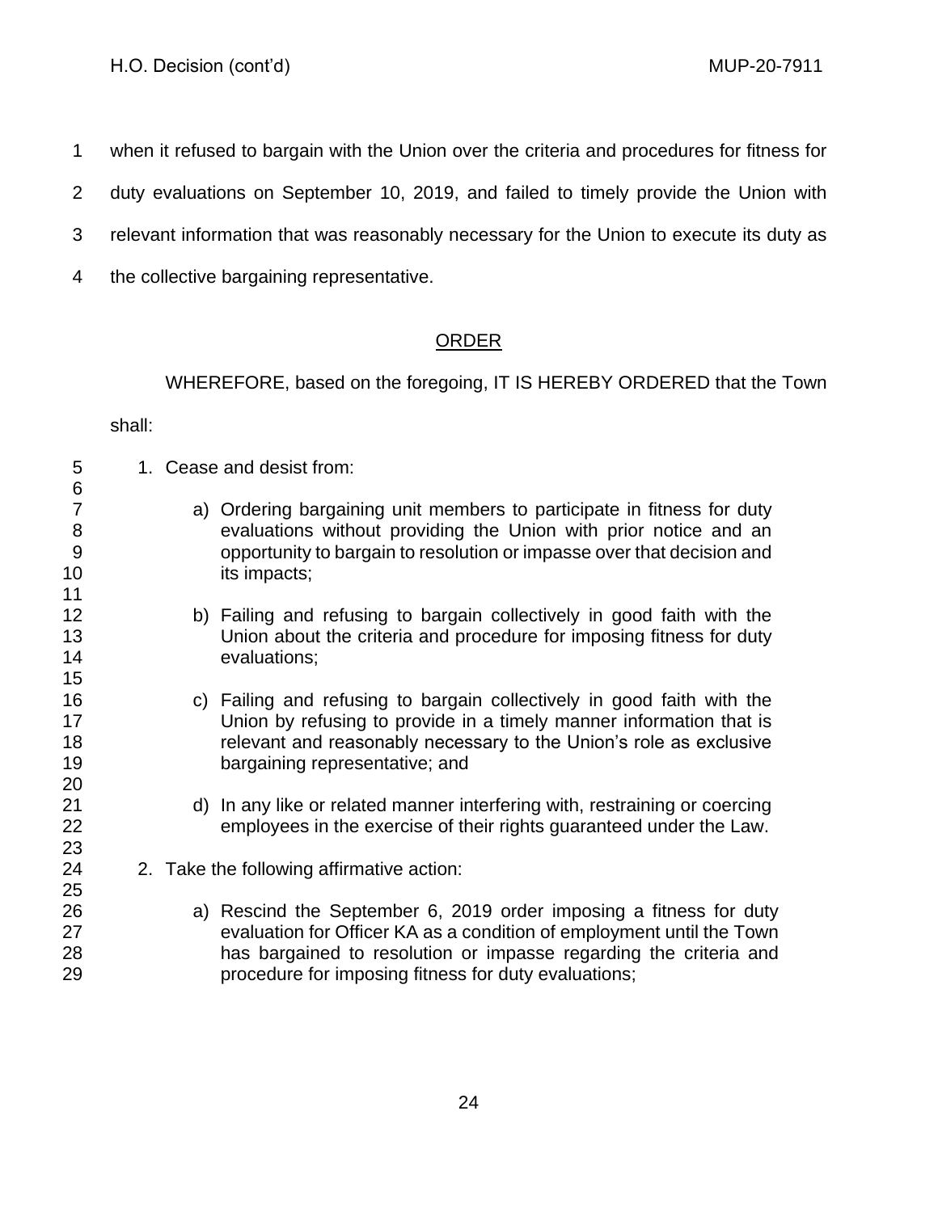when it refused to bargain with the Union over the criteria and procedures for fitness for duty evaluations on September 10, 2019, and failed to timely provide the Union with relevant information that was reasonably necessary for the Union to execute its duty as the collective bargaining representative.

## ORDER

WHEREFORE, based on the foregoing, IT IS HEREBY ORDERED that the Town shall:

1. Cease and desist from:

   a) Ordering bargaining unit members to participate in fitness for duty evaluations without providing the Union with prior notice and an opportunity to bargain to resolution or impasse over that decision and its impacts;

   b) Failing and refusing to bargain collectively in good faith with the Union about the criteria and procedure for imposing fitness for duty evaluations;

   c) Failing and refusing to bargain collectively in good faith with the Union by refusing to provide in a timely manner information that is relevant and reasonably necessary to the Union's role as exclusive bargaining representative; and

   d) In any like or related manner interfering with, restraining or coercing employees in the exercise of their rights guaranteed under the Law.

2. Take the following affirmative action:

   a) Rescind the September 6, 2019 order imposing a fitness for duty evaluation for Officer KA as a condition of employment until the Town has bargained to resolution or impasse regarding the criteria and procedure for imposing fitness for duty evaluations;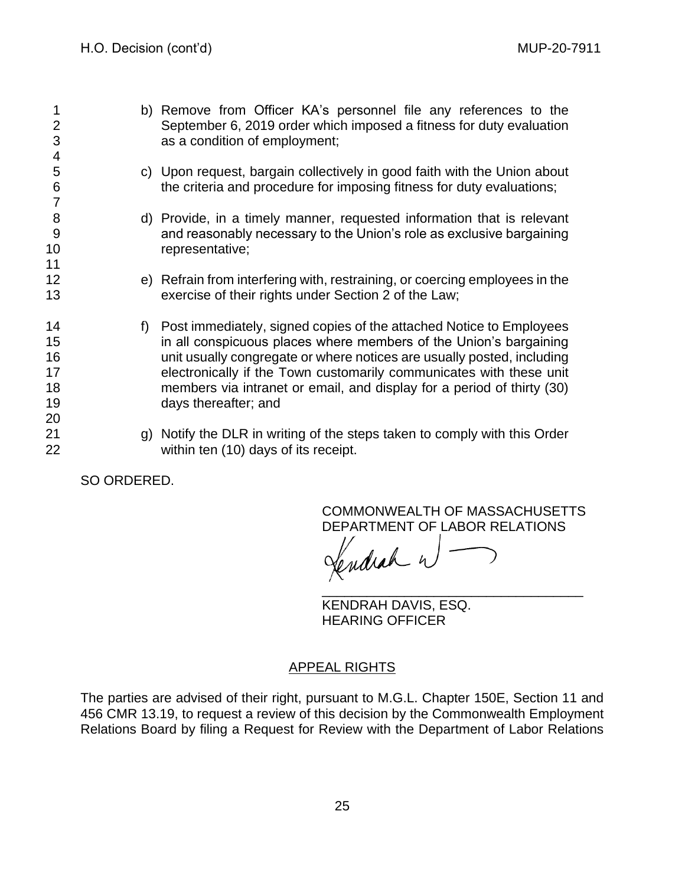b) Remove from Officer KA's personnel file any references to the September 6, 2019 order which imposed a fitness for duty evaluation as a condition of employment;

c) Upon request, bargain collectively in good faith with the Union about the criteria and procedure for imposing fitness for duty evaluations;

d) Provide, in a timely manner, requested information that is relevant and reasonably necessary to the Union's role as exclusive bargaining representative;

e) Refrain from interfering with, restraining, or coercing employees in the exercise of their rights under Section 2 of the Law;

f) Post immediately, signed copies of the attached Notice to Employees in all conspicuous places where members of the Union's bargaining unit usually congregate or where notices are usually posted, including electronically if the Town customarily communicates with these unit members via intranet or email, and display for a period of thirty (30) days thereafter; and

g) Notify the DLR in writing of the steps taken to comply with this Order within ten (10) days of its receipt.

SO ORDERED.

COMMONWEALTH OF MASSACHUSETTS
DEPARTMENT OF LABOR RELATIONS

KENDRAH DAVIS, ESQ.
HEARING OFFICER

## APPEAL RIGHTS

The parties are advised of their right, pursuant to M.G.L. Chapter 150E, Section 11 and 456 CMR 13.19, to request a review of this decision by the Commonwealth Employment Relations Board by filing a Request for Review with the Department of Labor Relations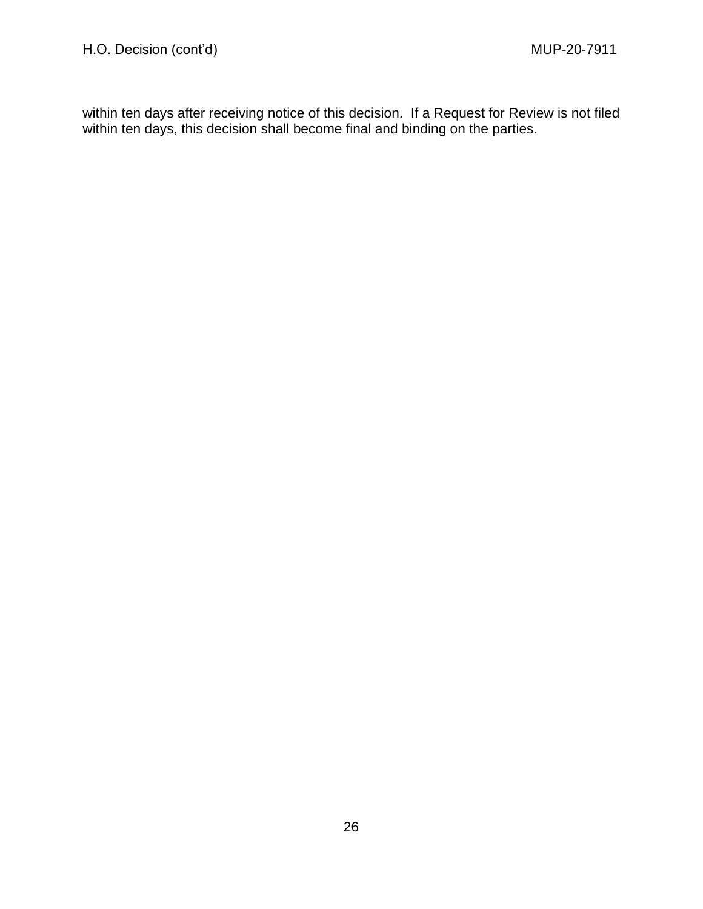within ten days after receiving notice of this decision. If a Request for Review is not filed within ten days, this decision shall become final and binding on the parties.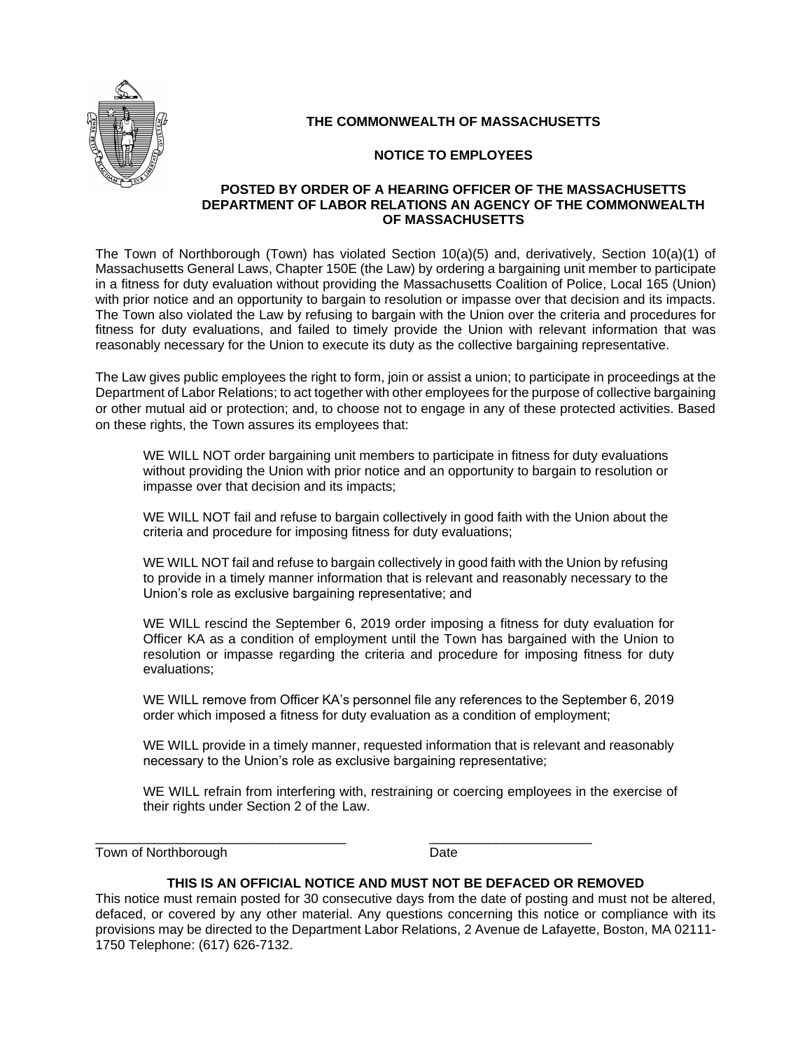**THE COMMONWEALTH OF MASSACHUSETTS**

**NOTICE TO EMPLOYEES**

**POSTED BY ORDER OF A HEARING OFFICER OF THE MASSACHUSETTS DEPARTMENT OF LABOR RELATIONS AN AGENCY OF THE COMMONWEALTH OF MASSACHUSETTS**

The Town of Northborough (Town) has violated Section 10(a)(5) and, derivatively, Section 10(a)(1) of Massachusetts General Laws, Chapter 150E (the Law) by ordering a bargaining unit member to participate in a fitness for duty evaluation without providing the Massachusetts Coalition of Police, Local 165 (Union) with prior notice and an opportunity to bargain to resolution or impasse over that decision and its impacts. The Town also violated the Law by refusing to bargain with the Union over the criteria and procedures for fitness for duty evaluations, and failed to timely provide the Union with relevant information that was reasonably necessary for the Union to execute its duty as the collective bargaining representative.

The Law gives public employees the right to form, join or assist a union; to participate in proceedings at the Department of Labor Relations; to act together with other employees for the purpose of collective bargaining or other mutual aid or protection; and, to choose not to engage in any of these protected activities. Based on these rights, the Town assures its employees that:

WE WILL NOT order bargaining unit members to participate in fitness for duty evaluations without providing the Union with prior notice and an opportunity to bargain to resolution or impasse over that decision and its impacts;

WE WILL NOT fail and refuse to bargain collectively in good faith with the Union about the criteria and procedure for imposing fitness for duty evaluations;

WE WILL NOT fail and refuse to bargain collectively in good faith with the Union by refusing to provide in a timely manner information that is relevant and reasonably necessary to the Union's role as exclusive bargaining representative; and

WE WILL rescind the September 6, 2019 order imposing a fitness for duty evaluation for Officer KA as a condition of employment until the Town has bargained with the Union to resolution or impasse regarding the criteria and procedure for imposing fitness for duty evaluations;

WE WILL remove from Officer KA's personnel file any references to the September 6, 2019 order which imposed a fitness for duty evaluation as a condition of employment;

WE WILL provide in a timely manner, requested information that is relevant and reasonably necessary to the Union's role as exclusive bargaining representative;

WE WILL refrain from interfering with, restraining or coercing employees in the exercise of their rights under Section 2 of the Law.

___________________________________ ______________________

Town of Northborough Date

**THIS IS AN OFFICIAL NOTICE AND MUST NOT BE DEFACED OR REMOVED**

This notice must remain posted for 30 consecutive days from the date of posting and must not be altered, defaced, or covered by any other material. Any questions concerning this notice or compliance with its provisions may be directed to the Department Labor Relations, 2 Avenue de Lafayette, Boston, MA 02111-1750 Telephone: (617) 626-7132.